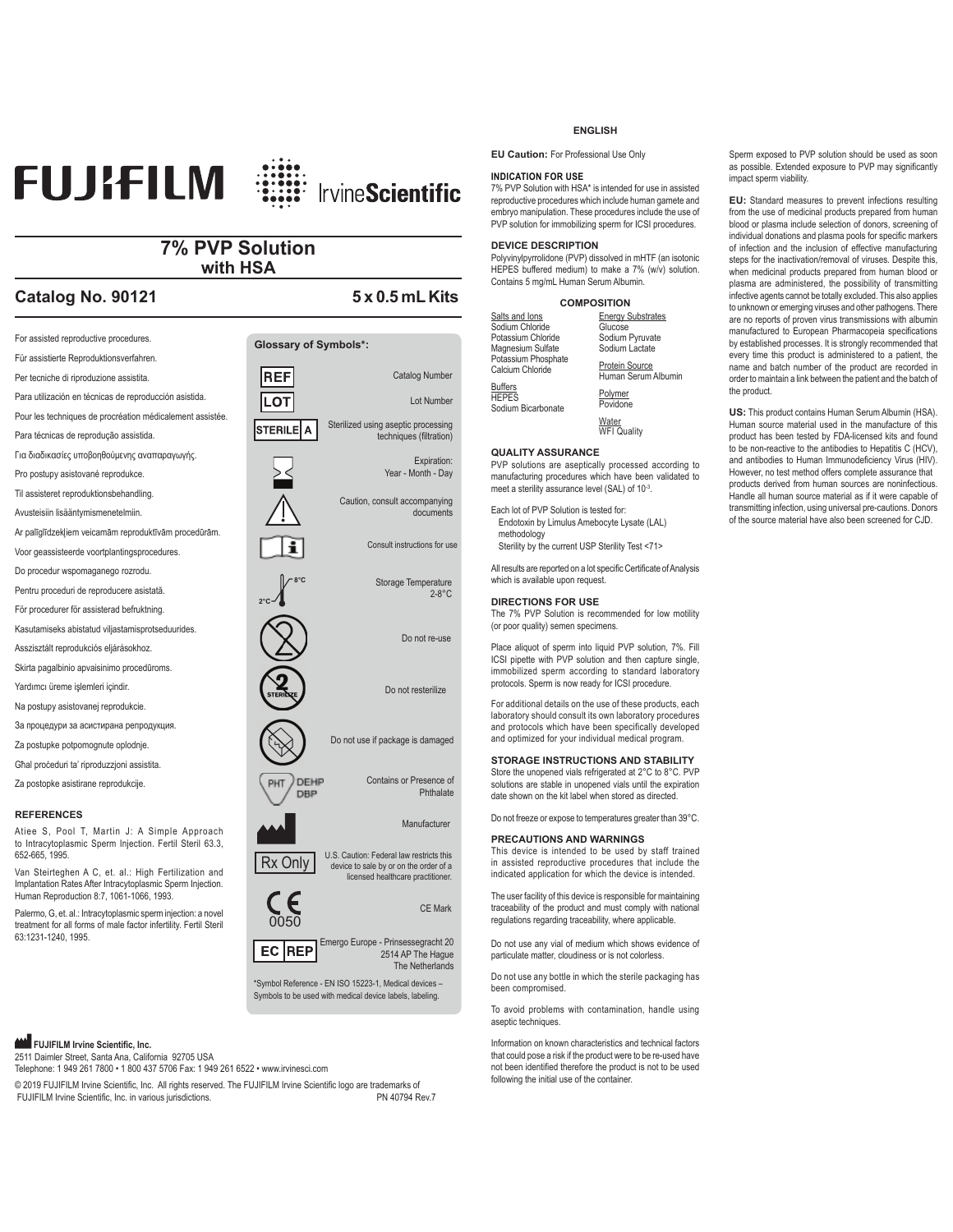FUJIFILM IrvineScientific

# 7% PVP Solution
## with HSA

**Catalog No. 90121** — **5 x 0.5 mL Kits**

For assisted reproductive procedures.

Für assistierte Reproduktionsverfahren.

Per tecniche di riproduzione assistita.

Para utilización en técnicas de reproducción asistida.

Pour les techniques de procréation médicalement assistée.

Para técnicas de reprodução assistida.

Για διαδικασίες υποβοηθούμενης αναπαραγωγής.

Pro postupy asistované reprodukce.

Til assisteret reproduktionsbehandling.

Avusteisiin lisääntymismenetelmiin.

Ar palīgīdzekļiem veicamām reproduktīvām procedūrām.

Voor geassisteerde voortplantingsprocedures.

Do procedur wspomaganego rozrodu.

Pentru proceduri de reproducere asistată.

För procedurer för assisterad befruktning.

Kasutamiseks abistatud viljastamisprotseduurides.

Asszisztált reprodukciós eljárásokhoz.

Skirta pagalbinio apvaisinimo procedūroms.

Yardımcı üreme işlemleri içindir.

Na postupy asistovanej reprodukcie.

За процедури за асистирана репродукция.

Za postupke potpomognute oplodnje.

Għal proċeduri ta' riproduzzjoni assistita.

Za postopke asistirane reprodukcije.

### Glossary of Symbols*:

| Symbol | Meaning |
|---|---|
| REF | Catalog Number |
| LOT | Lot Number |
| STERILE A | Sterilized using aseptic processing techniques (filtration) |
| | Expiration: Year - Month - Day |
| | Caution, consult accompanying documents |
| | Consult instructions for use |
| 2°C – 8°C | Storage Temperature 2-8°C |
| | Do not re-use |
| STERILIZE | Do not resterilize |
| | Do not use if package is damaged |
| PHT DEHP DBP | Contains or Presence of Phthalate |
| | Manufacturer |
| Rx Only | U.S. Caution: Federal law restricts this device to sale by or on the order of a licensed healthcare practitioner. |
| CE 0050 | CE Mark |
| EC REP | Emergo Europe - Prinsessegracht 20 2514 AP The Hague The Netherlands |

*Symbol Reference - EN ISO 15223-1, Medical devices – Symbols to be used with medical device labels, labeling.

### REFERENCES

Atiee S, Pool T, Martin J: A Simple Approach to Intracytoplasmic Sperm Injection. Fertil Steril 63.3, 652-665, 1995.

Van Steirteghen A C, et. al.: High Fertilization and Implantation Rates After Intracytoplasmic Sperm Injection. Human Reproduction 8:7, 1061-1066, 1993.

Palermo, G, et. al.: Intracytoplasmic sperm injection: a novel treatment for all forms of male factor infertility. Fertil Steril 63:1231-1240, 1995.

**FUJIFILM Irvine Scientific, Inc.**
2511 Daimler Street, Santa Ana, California 92705 USA
Telephone: 1 949 261 7800 • 1 800 437 5706 Fax: 1 949 261 6522 • www.irvinesci.com

© 2019 FUJIFILM Irvine Scientific, Inc. All rights reserved. The FUJIFILM Irvine Scientific logo are trademarks of FUJIFILM Irvine Scientific, Inc. in various jurisdictions. PN 40794 Rev.7

## ENGLISH

**EU Caution:** For Professional Use Only

### INDICATION FOR USE

7% PVP Solution with HSA* is intended for use in assisted reproductive procedures which include human gamete and embryo manipulation. These procedures include the use of PVP solution for immobilizing sperm for ICSI procedures.

### DEVICE DESCRIPTION

Polyvinylpyrrolidone (PVP) dissolved in mHTF (an isotonic HEPES buffered medium) to make a 7% (w/v) solution. Contains 5 mg/mL Human Serum Albumin.

### COMPOSITION

| | |
|---|---|
| Salts and Ions | Energy Substrates |
| Sodium Chloride | Glucose |
| Potassium Chloride | Sodium Pyruvate |
| Magnesium Sulfate | Sodium Lactate |
| Potassium Phosphate | |
| Calcium Chloride | Protein Source |
| | Human Serum Albumin |
| Buffers | |
| HEPES | Polymer |
| Sodium Bicarbonate | Povidone |
| | Water |
| | WFI Quality |

### QUALITY ASSURANCE

PVP solutions are aseptically processed according to manufacturing procedures which have been validated to meet a sterility assurance level (SAL) of $10^{-3}$.

Each lot of PVP Solution is tested for:
- Endotoxin by Limulus Amebocyte Lysate (LAL) methodology
- Sterility by the current USP Sterility Test <71>

All results are reported on a lot specific Certificate of Analysis which is available upon request.

### DIRECTIONS FOR USE

The 7% PVP Solution is recommended for low motility (or poor quality) semen specimens.

Place aliquot of sperm into liquid PVP solution, 7%. Fill ICSI pipette with PVP solution and then capture single, immobilized sperm according to standard laboratory protocols. Sperm is now ready for ICSI procedure.

For additional details on the use of these products, each laboratory should consult its own laboratory procedures and protocols which have been specifically developed and optimized for your individual medical program.

### STORAGE INSTRUCTIONS AND STABILITY

Store the unopened vials refrigerated at 2°C to 8°C. PVP solutions are stable in unopened vials until the expiration date shown on the kit label when stored as directed.

Do not freeze or expose to temperatures greater than 39°C.

### PRECAUTIONS AND WARNINGS

This device is intended to be used by staff trained in assisted reproductive procedures that include the indicated application for which the device is intended.

The user facility of this device is responsible for maintaining traceability of the product and must comply with national regulations regarding traceability, where applicable.

Do not use any vial of medium which shows evidence of particulate matter, cloudiness or is not colorless.

Do not use any bottle in which the sterile packaging has been compromised.

To avoid problems with contamination, handle using aseptic techniques.

Information on known characteristics and technical factors that could pose a risk if the product were to be re-used have not been identified therefore the product is not to be used following the initial use of the container.

Sperm exposed to PVP solution should be used as soon as possible. Extended exposure to PVP may significantly impact sperm viability.

**EU:** Standard measures to prevent infections resulting from the use of medicinal products prepared from human blood or plasma include selection of donors, screening of individual donations and plasma pools for specific markers of infection and the inclusion of effective manufacturing steps for the inactivation/removal of viruses. Despite this, when medicinal products prepared from human blood or plasma are administered, the possibility of transmitting infective agents cannot be totally excluded. This also applies to unknown or emerging viruses and other pathogens. There are no reports of proven virus transmissions with albumin manufactured to European Pharmacopeia specifications by established processes. It is strongly recommended that every time this product is administered to a patient, the name and batch number of the product are recorded in order to maintain a link between the patient and the batch of the product.

**US:** This product contains Human Serum Albumin (HSA). Human source material used in the manufacture of this product has been tested by FDA-licensed kits and found to be non-reactive to the antibodies to Hepatitis C (HCV), and antibodies to Human Immunodeficiency Virus (HIV). However, no test method offers complete assurance that products derived from human sources are noninfectious. Handle all human source material as if it were capable of transmitting infection, using universal pre-cautions. Donors of the source material have also been screened for CJD.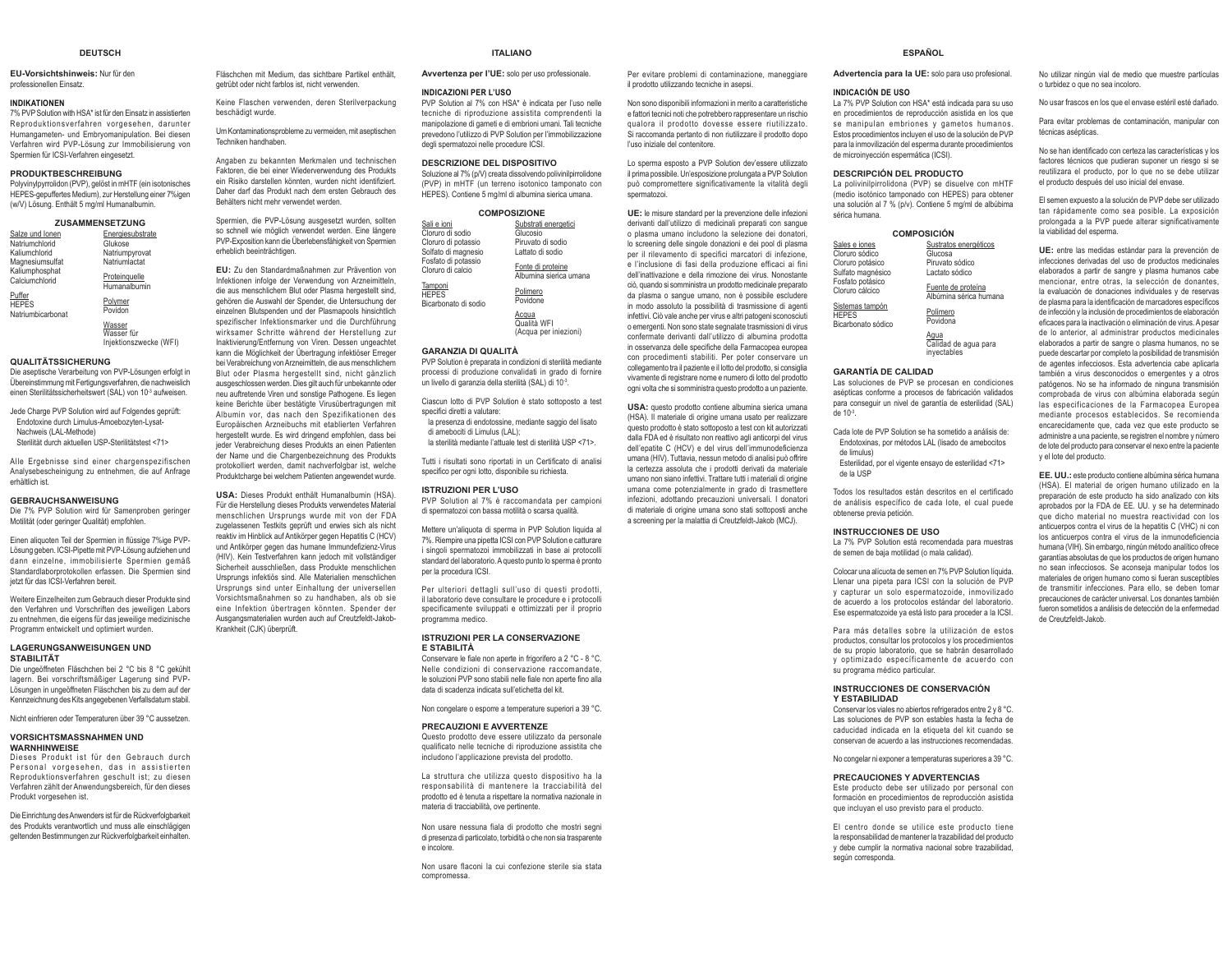# DEUTSCH

**EU-Vorsichtshinweis:** Nur für den professionellen Einsatz.

## INDIKATIONEN

7% PVP Solution with HSA* ist für den Einsatz in assistierten Reproduktionsverfahren vorgesehen, darunter Humangameten- und Embryomanipulation. Bei diesen Verfahren wird PVP-Lösung zur Immobilisierung von Spermien für ICSI-Verfahren eingesetzt.

## PRODUKTBESCHREIBUNG

Polyvinylpyrrolidon (PVP), gelöst in mHTF (ein isotonisches HEPES-gepuffertes Medium), zur Herstellung einer 7%igen (w/V) Lösung. Enthält 5 mg/ml Humanalbumin.

## ZUSAMMENSETZUNG

| Salze und Ionen | Energiesubstrate |
|---|---|
| Natriumchlorid | Glukose |
| Kaliumchlorid | Natriumpyrovat |
| Magnesiumsulfat | Natriumlactat |
| Kaliumphosphat | **Proteinquelle** |
| Calciumchlorid | Humanalbumin |
| **Puffer** | **Polymer** |
| HEPES | Povidon |
| Natriumbicarbonat | **Wasser** |
| | Wasser für Injektionszwecke (WFI) |

## QUALITÄTSSICHERUNG

Die aseptische Verarbeitung von PVP-Lösungen erfolgt in Übereinstimmung mit Fertigungsverfahren, die nachweislich einen Sterilitätssicherheitswert (SAL) von $10^{-3}$ aufweisen.

Jede Charge PVP Solution wird auf Folgendes geprüft:
- Endotoxine durch Limulus-Amoebozyten-Lysat-Nachweis (LAL-Methode)
- Sterilität durch aktuellen USP-Sterilitätstest <71>

Alle Ergebnisse sind einer chargenspezifischen Analysebescheinigung zu entnehmen, die auf Anfrage erhältlich ist.

## GEBRAUCHSANWEISUNG

Die 7% PVP Solution wird für Samenproben geringer Motilität (oder geringer Qualität) empfohlen.

Einen aliquoten Teil der Spermien in flüssige 7%ige PVP-Lösung geben. ICSI-Pipette mit PVP-Lösung aufziehen und dann einzelne, immobilisierte Spermien gemäß Standardlaborprotokollen erfassen. Die Spermien sind jetzt für das ICSI-Verfahren bereit.

Weitere Einzelheiten zum Gebrauch dieser Produkte sind den Verfahren und Vorschriften des jeweiligen Labors zu entnehmen, die eigens für das jeweilige medizinische Programm entwickelt und optimiert wurden.

## LAGERUNGSANWEISUNGEN UND STABILITÄT

Die ungeöffneten Fläschchen bei 2 °C bis 8 °C gekühlt lagern. Bei vorschriftsmäßiger Lagerung sind PVP-Lösungen in ungeöffneten Fläschchen bis zu dem auf der Kennzeichnung des Kits angegebenen Verfallsdatum stabil.

Nicht einfrieren oder Temperaturen über 39 °C aussetzen.

## VORSICHTSMASSNAHMEN UND WARNHINWEISE

Dieses Produkt ist für den Gebrauch durch Personal vorgesehen, das in assistierten Reproduktionsverfahren geschult ist; zu diesen Verfahren zählt der Anwendungsbereich, für den dieses Produkt vorgesehen ist.

Die Einrichtung des Anwenders ist für die Rückverfolgbarkeit des Produkts verantwortlich und muss alle einschlägigen geltenden Bestimmungen zur Rückverfolgbarkeit einhalten.

Fläschchen mit Medium, das sichtbare Partikel enthält, getrübt oder nicht farblos ist, nicht verwenden.

Keine Flaschen verwenden, deren Sterilverpackung beschädigt wurde.

Um Kontaminationsprobleme zu vermeiden, mit aseptischen Techniken handhaben.

Angaben zu bekannten Merkmalen und technischen Faktoren, die bei einer Wiederverwendung des Produkts ein Risiko darstellen könnten, wurden nicht identifiziert. Daher darf das Produkt nach dem ersten Gebrauch des Behälters nicht mehr verwendet werden.

Spermien, die PVP-Lösung ausgesetzt wurden, sollten so schnell wie möglich verwendet werden. Eine längere PVP-Exposition kann die Überlebensfähigkeit von Spermien erheblich beeinträchtigen.

**EU:** Zu den Standardmaßnahmen zur Prävention von Infektionen infolge der Verwendung von Arzneimitteln, die aus menschlichem Blut oder Plasma hergestellt sind, gehören die Auswahl der Spender, die Untersuchung der einzelnen Blutspenden und der Plasmapools hinsichtlich spezifischer Infektionsmarker und die Durchführung wirksamer Schritte während der Herstellung zur Inaktivierung/Entfernung von Viren. Dessen ungeachtet kann die Möglichkeit der Übertragung infektiöser Erreger bei Verabreichung von Arzneimitteln, die aus menschlichem Blut oder Plasma hergestellt sind, nicht gänzlich ausgeschlossen werden. Dies gilt auch für unbekannte oder neu auftretende Viren und sonstige Pathogene. Es liegen keine Berichte über bestätigte Virusübertragungen mit Albumin vor, das nach den Spezifikationen des Europäischen Arzneibuchs mit etablierten Verfahren hergestellt wurde. Es wird dringend empfohlen, dass bei jeder Verabreichung dieses Produkts an einen Patienten der Name und die Chargenbezeichnung des Produkts protokolliert werden, damit nachverfolgbar ist, welche Produktcharge bei welchem Patienten angewendet wurde.

**USA:** Dieses Produkt enthält Humanalbumin (HSA). Für die Herstellung dieses Produkts verwendetes Material menschlichen Ursprungs wurde mit von der FDA zugelassenen Testkits geprüft und erwies sich als nicht reaktiv im Hinblick auf Antikörper gegen Hepatitis C (HCV) und Antikörper gegen das humane Immundefizienz-Virus (HIV). Kein Testverfahren kann jedoch mit vollständiger Sicherheit ausschließen, dass Produkte menschlichen Ursprungs infektiös sind. Alle Materialien menschlichen Ursprungs sind unter Einhaltung der universellen Vorsichtsmaßnahmen so zu handhaben, als ob sie eine Infektion übertragen könnten. Spender der Ausgangsmaterialien wurden auch auf Creutzfeldt-Jakob-Krankheit (CJK) überprüft.

# ITALIANO

**Avvertenza per l'UE:** solo per uso professionale.

## INDICAZIONI PER L'USO

PVP Solution al 7% con HSA* è indicata per l'uso nelle tecniche di riproduzione assistita comprendenti la manipolazione di gameti e di embrioni umani. Tali tecniche prevedono l'utilizzo di PVP Solution per l'immobilizzazione degli spermatozoi nelle procedure ICSI.

## DESCRIZIONE DEL DISPOSITIVO

Soluzione al 7% (p/v) creata dissolvendo polivinilpirrolidone (PVP) in mHTF (un terreno isotonico tamponato con HEPES). Contiene 5 mg/ml di albumina sierica umana.

## COMPOSIZIONE

| Sali e ioni | Substrati energetici |
|---|---|
| Cloruro di sodio | Glucosio |
| Cloruro di potassio | Piruvato di sodio |
| Solfato di magnesio | Lattato di sodio |
| Fosfato di potassio | **Fonte di proteine** |
| Cloruro di calcio | Albumina sierica umana |
| **Tamponi** | **Polimero** |
| HEPES | Povidone |
| Bicarbonato di sodio | **Acqua** |
| | Qualità WFI (Acqua per iniezioni) |

## GARANZIA DI QUALITÀ

PVP Solution è preparata in condizioni di sterilità mediante processi di produzione convalidati in grado di fornire un livello di garanzia della sterilità (SAL) di $10^{-3}$.

Ciascun lotto di PVP Solution è stato sottoposto a test specifici diretti a valutare:
- la presenza di endotossine, mediante saggio del lisato di amebociti di Limulus (LAL);
- la sterilità mediante l'attuale test di sterilità USP <71>.

Tutti i risultati sono riportati in un Certificato di analisi specifico per ogni lotto, disponibile su richiesta.

## ISTRUZIONI PER L'USO

PVP Solution al 7% è raccomandata per campioni di spermatozoi con bassa motilità o scarsa qualità.

Mettere un'aliquota di sperma in PVP Solution liquida al 7%. Riempire una pipetta ICSI con PVP Solution e catturare i singoli spermatozoi immobilizzati in base ai protocolli standard del laboratorio. A questo punto lo sperma è pronto per la procedura ICSI.

Per ulteriori dettagli sull'uso di questi prodotti, il laboratorio deve consultare le procedure e i protocolli specificamente sviluppati e ottimizzati per il proprio programma medico.

## ISTRUZIONI PER LA CONSERVAZIONE E STABILITÀ

Conservare le fiale non aperte in frigorifero a 2 °C - 8 °C. Nelle condizioni di conservazione raccomandate, le soluzioni PVP sono stabili nelle fiale non aperte fino alla data di scadenza indicata sull'etichetta del kit.

Non congelare o esporre a temperature superiori a 39 °C.

## PRECAUZIONI E AVVERTENZE

Questo prodotto deve essere utilizzato da personale qualificato nelle tecniche di riproduzione assistita che includono l'applicazione prevista del prodotto.

La struttura che utilizza questo dispositivo ha la responsabilità di mantenere la tracciabilità del prodotto ed è tenuta a rispettare la normativa nazionale in materia di tracciabilità, ove pertinente.

Non usare nessuna fiala di prodotto che mostri segni di presenza di particolato, torbidità o che non sia trasparente e incolore.

Non usare flaconi la cui confezione sterile sia stata compromessa.

Per evitare problemi di contaminazione, maneggiare il prodotto utilizzando tecniche in asepsi.

Non sono disponibili informazioni in merito a caratteristiche e fattori tecnici noti che potrebbero rappresentare un rischio qualora il prodotto dovesse essere riutilizzato. Si raccomanda pertanto di non riutilizzare il prodotto dopo l'uso iniziale del contenitore.

Lo sperma esposto a PVP Solution dev'essere utilizzato il prima possibile. Un'esposizione prolungata a PVP Solution può compromettere significativamente la vitalità degli spermatozoi.

**UE:** le misure standard per la prevenzione delle infezioni derivanti dall'utilizzo di medicinali preparati con sangue o plasma umano includono la selezione dei donatori, lo screening delle singole donazioni e dei pool di plasma per il rilevamento di specifici marcatori di infezione, e l'inclusione di fasi della produzione efficaci ai fini dell'inattivazione e della rimozione dei virus. Nonostante ciò, quando si somministra un prodotto medicinale preparato da plasma o sangue umano, non è possibile escludere in modo assoluto la possibilità di trasmissione di agenti infettivi. Ciò vale anche per virus e altri patogeni sconosciuti o emergenti. Non sono state segnalate trasmissioni di virus confermate derivanti dall'utilizzo di albumina prodotta in osservanza delle specifiche della Farmacopea europea con procedimenti stabiliti. Per poter conservare un collegamento tra il paziente e il lotto del prodotto, si consiglia vivamente di registrare nome e numero di lotto del prodotto ogni volta che si somministra questo prodotto a un paziente.

**USA:** questo prodotto contiene albumina sierica umana (HSA). Il materiale di origine umana usato per realizzare questo prodotto è stato sottoposto a test con kit autorizzati dalla FDA ed è risultato non reattivo agli anticorpi del virus dell'epatite C (HCV) e del virus dell'immunodeficienza umana (HIV). Tuttavia, nessun metodo di analisi può offrire la certezza assoluta che i prodotti derivati da materiale umano non siano infettivi. Trattare tutti i materiali di origine umana come potenzialmente in grado di trasmettere infezioni, adottando precauzioni universali. I donatori di materiale di origine umana sono stati sottoposti anche a screening per la malattia di Creutzfeldt-Jakob (MCJ).

# ESPAÑOL

**Advertencia para la UE:** solo para uso profesional.

## INDICACIÓN DE USO

La 7% PVP Solution con HSA* está indicada para su uso en procedimientos de reproducción asistida en los que se manipulan embriones y gametos humanos. Estos procedimientos incluyen el uso de la solución de PVP para la inmovilización del esperma durante procedimientos de microinyección espermática (ICSI).

## DESCRIPCIÓN DEL PRODUCTO

La polivinilpirrolidona (PVP) se disuelve con mHTF (medio isotónico tamponado con HEPES) para obtener una solución al 7 % (p/v). Contiene 5 mg/ml de albúbima sérica humana.

## COMPOSICIÓN

| Sales e iones | Sustratos energéticos |
|---|---|
| Cloruro sódico | Glucosa |
| Cloruro potásico | Piruvato sódico |
| Sulfato magnésico | Lactato sódico |
| Fosfato potásico | **Fuente de proteína** |
| Cloruro cálcico | Albúmina sérica humana |
| **Sistemas tampón** | **Polímero** |
| HEPES | Povidona |
| Bicarbonato sódico | **Agua** |
| | Calidad de agua para inyectables |

## GARANTÍA DE CALIDAD

Las soluciones de PVP se procesan en condiciones asépticas conforme a procesos de fabricación validados para conseguir un nivel de garantía de esterilidad (SAL) de $10^{-3}$.

Cada lote de PVP Solution se ha sometido a análisis de:
- Endotoxinas, por métodos LAL (lisado de amebocitos de limulus)
- Esterilidad, por el vigente ensayo de esterilidad <71> de la USP

Todos los resultados están descritos en el certificado de análisis específico de cada lote, el cual puede obtenerse previa petición.

## INSTRUCCIONES DE USO

La 7% PVP Solution está recomendada para muestras de semen de baja motilidad (o mala calidad).

Colocar una alícuota de semen en 7% PVP Solution líquida. Llenar una pipeta para ICSI con la solución de PVP y capturar un solo espermatozoide, inmovilizado de acuerdo a los protocolos estándar del laboratorio. Ese espermatozoide ya está listo para proceder a la ICSI.

Para más detalles sobre la utilización de estos productos, consultar los protocolos y los procedimientos de su propio laboratorio, que se habrán desarrollado y optimizado específicamente de acuerdo con su programa médico particular.

## INSTRUCCIONES DE CONSERVACIÓN Y ESTABILIDAD

Conservar los viales no abiertos refrigerados entre 2 y 8 °C. Las soluciones de PVP son estables hasta la fecha de caducidad indicada en la etiqueta del kit cuando se conservan de acuerdo a las instrucciones recomendadas.

No congelar ni exponer a temperaturas superiores a 39 °C.

## PRECAUCIONES Y ADVERTENCIAS

Este producto debe ser utilizado por personal con formación en procedimientos de reproducción asistida que incluyan el uso previsto para el producto.

El centro donde se utilice este producto tiene la responsabilidad de mantener la trazabilidad del producto y debe cumplir la normativa nacional sobre trazabilidad, según corresponda.

No utilizar ningún vial de medio que muestre partículas o turbidez o que no sea incoloro.

No usar frascos en los que el envase estéril esté dañado.

Para evitar problemas de contaminación, manipular con técnicas asépticas.

No se han identificado con certeza las características y los factores técnicos que pudieran suponer un riesgo si se reutilizara el producto, por lo que no se debe utilizar el producto después del uso inicial del envase.

El semen expuesto a la solución de PVP debe ser utilizado tan rápidamente como sea posible. La exposición prolongada a la PVP puede alterar significativamente la viabilidad del esperma.

**UE:** entre las medidas estándar para la prevención de infecciones derivadas del uso de productos medicinales elaborados a partir de sangre y plasma humanos cabe mencionar, entre otras, la selección de donantes, la evaluación de donaciones individuales y de reservas de plasma para la identificación de marcadores específicos de infección y la inclusión de procedimientos de elaboración eficaces para la inactivación o eliminación de virus. A pesar de lo anterior, al administrar productos medicinales elaborados a partir de sangre o plasma humanos, no se puede descartar por completo la posibilidad de transmisión de agentes infecciosos. Esta advertencia cabe aplicarla también a virus desconocidos o emergentes y a otros patógenos. No se ha informado de ninguna transmisión comprobada de virus con albúmina elaborada según las especificaciones de la Farmacopea Europea mediante procesos establecidos. Se recomienda encarecidamente que, cada vez que este producto se administre a una paciente, se registren el nombre y número de lote del producto para conservar el nexo entre la paciente y el lote del producto.

**EE. UU.:** este producto contiene albúmina sérica humana (HSA). El material de origen humano utilizado en la preparación de este producto ha sido analizado con kits aprobados por la FDA de EE. UU. y se ha determinado que dicho material no muestra reactividad con los anticuerpos contra el virus de la hepatitis C (VHC) ni con los anticuerpos contra el virus de la inmunodeficiencia humana (VIH). Sin embargo, ningún método analítico ofrece garantías absolutas de que los productos de origen humano no sean infecciosos. Se aconseja manipular todos los materiales de origen humano como si fueran susceptibles de transmitir infecciones. Para ello, se deben tomar precauciones de carácter universal. Los donantes también fueron sometidos a análisis de detección de la enfermedad de Creutzfeldt-Jakob.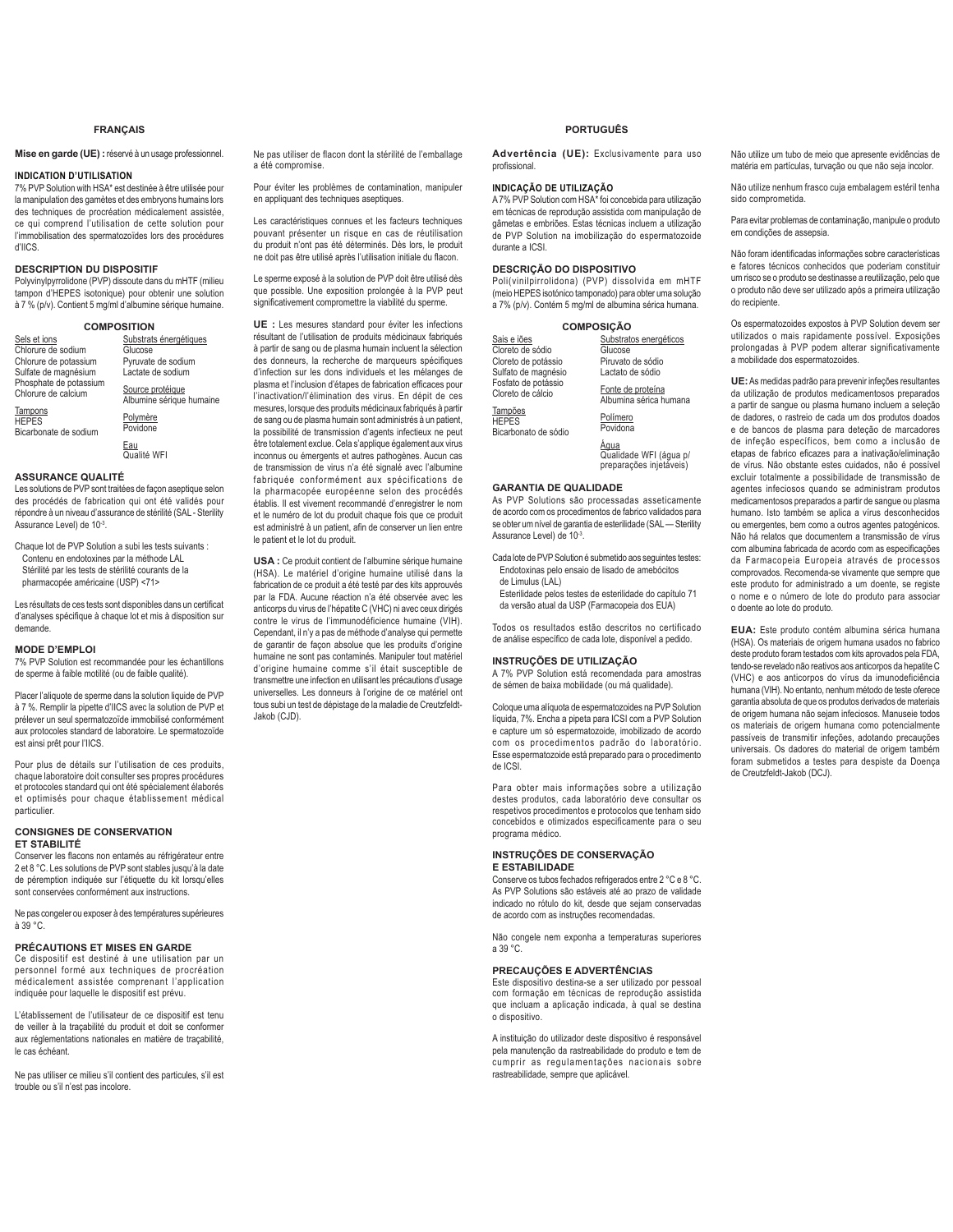## FRANÇAIS

**Mise en garde (UE) :** réservé à un usage professionnel.

### INDICATION D'UTILISATION

7% PVP Solution with HSA* est destinée à être utilisée pour la manipulation des gamètes et des embryons humains lors des techniques de procréation médicalement assistée, ce qui comprend l'utilisation de cette solution pour l'immobilisation des spermatozoïdes lors des procédures d'IICS.

### DESCRIPTION DU DISPOSITIF

Polyvinylpyrrolidone (PVP) dissoute dans du mHTF (milieu tampon d'HEPES isotonique) pour obtenir une solution à 7 % (p/v). Contient 5 mg/ml d'albumine sérique humaine.

### COMPOSITION

| | |
|---|---|
| Sels et ions | Substrats énergétiques |
| Chlorure de sodium | Glucose |
| Chlorure de potassium | Pyruvate de sodium |
| Sulfate de magnésium | Lactate de sodium |
| Phosphate de potassium | Source protéique |
| Chlorure de calcium | Albumine sérique humaine |
| Tampons | Polymère |
| HEPES | Povidone |
| Bicarbonate de sodium | Eau |
| | Qualité WFI |

### ASSURANCE QUALITÉ

Les solutions de PVP sont traitées de façon aseptique selon des procédés de fabrication qui ont été validés pour répondre à un niveau d'assurance de stérilité (SAL - Sterility Assurance Level) de $10^{-3}$.

Chaque lot de PVP Solution a subi les tests suivants :
- Contenu en endotoxines par la méthode LAL
- Stérilité par les tests de stérilité courants de la pharmacopée américaine (USP) <71>

Les résultats de ces tests sont disponibles dans un certificat d'analyses spécifique à chaque lot et mis à disposition sur demande.

### MODE D'EMPLOI

7% PVP Solution est recommandée pour les échantillons de sperme à faible motilité (ou de faible qualité).

Placer l'aliquote de sperme dans la solution liquide de PVP à 7 %. Remplir la pipette d'IICS avec la solution de PVP et prélever un seul spermatozoïde immobilisé conformément aux protocoles standard de laboratoire. Le spermatozoïde est ainsi prêt pour l'IICS.

Pour plus de détails sur l'utilisation de ces produits, chaque laboratoire doit consulter ses propres procédures et protocoles standard qui ont été spécialement élaborés et optimisés pour chaque établissement médical particulier.

### CONSIGNES DE CONSERVATION ET STABILITÉ

Conserver les flacons non entamés au réfrigérateur entre 2 et 8 °C. Les solutions de PVP sont stables jusqu'à la date de péremption indiquée sur l'étiquette du kit lorsqu'elles sont conservées conformément aux instructions.

Ne pas congeler ou exposer à des températures supérieures à 39 °C.

### PRÉCAUTIONS ET MISES EN GARDE

Ce dispositif est destiné à une utilisation par un personnel formé aux techniques de procréation médicalement assistée comprenant l'application indiquée pour laquelle le dispositif est prévu.

L'établissement de l'utilisateur de ce dispositif est tenu de veiller à la traçabilité du produit et doit se conformer aux réglementations nationales en matière de traçabilité, le cas échéant.

Ne pas utiliser ce milieu s'il contient des particules, s'il est trouble ou s'il n'est pas incolore.

Ne pas utiliser de flacon dont la stérilité de l'emballage a été compromise.

Pour éviter les problèmes de contamination, manipuler en appliquant des techniques aseptiques.

Les caractéristiques connues et les facteurs techniques pouvant présenter un risque en cas de réutilisation du produit n'ont pas été déterminés. Dès lors, le produit ne doit pas être utilisé après l'utilisation initiale du flacon.

Le sperme exposé à la solution de PVP doit être utilisé dès que possible. Une exposition prolongée à la PVP peut significativement compromettre la viabilité du sperme.

**UE :** Les mesures standard pour éviter les infections résultant de l'utilisation de produits médicinaux fabriqués à partir de sang ou de plasma humain incluent la sélection des donneurs, la recherche de marqueurs spécifiques d'infection sur les dons individuels et les mélanges de plasma et l'inclusion d'étapes de fabrication efficaces pour l'inactivation/l'élimination des virus. En dépit de ces mesures, lorsque des produits médicinaux fabriqués à partir de sang ou de plasma humain sont administrés à un patient, la possibilité de transmission d'agents infectieux ne peut être totalement exclue. Cela s'applique également aux virus inconnus ou émergents et autres pathogènes. Aucun cas de transmission de virus n'a été signalé avec l'albumine fabriquée conformément aux spécifications de la pharmacopée européenne selon des procédés établis. Il est vivement recommandé d'enregistrer le nom et le numéro de lot du produit chaque fois que ce produit est administré à un patient, afin de conserver un lien entre le patient et le lot du produit.

**USA :** Ce produit contient de l'albumine sérique humaine (HSA). Le matériel d'origine humaine utilisé dans la fabrication de ce produit a été testé par des kits approuvés par la FDA. Aucune réaction n'a été observée avec les anticorps du virus de l'hépatite C (VHC) ni avec ceux dirigés contre le virus de l'immunodéficience humaine (VIH). Cependant, il n'y a pas de méthode d'analyse qui permette de garantir de façon absolue que les produits d'origine humaine ne sont pas contaminés. Manipuler tout matériel d'origine humaine comme s'il était susceptible de transmettre une infection en utilisant les précautions d'usage universelles. Les donneurs à l'origine de ce matériel ont tous subi un test de dépistage de la maladie de Creutzfeldt-Jakob (CJD).

## PORTUGUÊS

**Advertência (UE):** Exclusivamente para uso profissional.

### INDICAÇÃO DE UTILIZAÇÃO

A 7% PVP Solution com HSA* foi concebida para utilização em técnicas de reprodução assistida com manipulação de gâmetas e embriões. Estas técnicas incluem a utilização de PVP Solution na imobilização do espermatozoide durante a ICSI.

### DESCRIÇÃO DO DISPOSITIVO

Poli(vinilpirrolidona) (PVP) dissolvida em mHTF (meio HEPES isotónico tamponado) para obter uma solução a 7% (p/v). Contém 5 mg/ml de albumina sérica humana.

### COMPOSIÇÃO

| | |
|---|---|
| Sais e iões | Substratos energéticos |
| Cloreto de sódio | Glucose |
| Cloreto de potássio | Piruvato de sódio |
| Sulfato de magnésio | Lactato de sódio |
| Fosfato de potássio | Fonte de proteína |
| Cloreto de cálcio | Albumina sérica humana |
| Tampões | Polímero |
| HEPES | Povidona |
| Bicarbonato de sódio | Água |
| | Qualidade WFI (água p/ preparações injetáveis) |

### GARANTIA DE QUALIDADE

As PVP Solutions são processadas asseticamente de acordo com os procedimentos de fabrico validados para se obter um nível de garantia de esterilidade (SAL — Sterility Assurance Level) de $10^{-3}$.

Cada lote de PVP Solution é submetido aos seguintes testes:
- Endotoxinas pelo ensaio de lisado de amebócitos de Limulus (LAL)
- Esterilidade pelos testes de esterilidade do capítulo 71 da versão atual da USP (Farmacopeia dos EUA)

Todos os resultados estão descritos no certificado de análise específico de cada lote, disponível a pedido.

### INSTRUÇÕES DE UTILIZAÇÃO

A 7% PVP Solution está recomendada para amostras de sémen de baixa mobilidade (ou má qualidade).

Coloque uma alíquota de espermatozoides na PVP Solution líquida, 7%. Encha a pipeta para ICSI com a PVP Solution e capture um só espermatozoide, imobilizado de acordo com os procedimentos padrão do laboratório. Esse espermatozoide está preparado para o procedimento de ICSI.

Para obter mais informações sobre a utilização destes produtos, cada laboratório deve consultar os respetivos procedimentos e protocolos que tenham sido concebidos e otimizados especificamente para o seu programa médico.

### INSTRUÇÕES DE CONSERVAÇÃO E ESTABILIDADE

Conserve os tubos fechados refrigerados entre 2 °C e 8 °C. As PVP Solutions são estáveis até ao prazo de validade indicado no rótulo do kit, desde que sejam conservadas de acordo com as instruções recomendadas.

Não congele nem exponha a temperaturas superiores a 39 °C.

### PRECAUÇÕES E ADVERTÊNCIAS

Este dispositivo destina-se a ser utilizado por pessoal com formação em técnicas de reprodução assistida que incluam a aplicação indicada, à qual se destina o dispositivo.

A instituição do utilizador deste dispositivo é responsável pela manutenção da rastreabilidade do produto e tem de cumprir as regulamentações nacionais sobre rastreabilidade, sempre que aplicável.

Não utilize um tubo de meio que apresente evidências de matéria em partículas, turvação ou que não seja incolor.

Não utilize nenhum frasco cuja embalagem estéril tenha sido comprometida.

Para evitar problemas de contaminação, manipule o produto em condições de assepsia.

Não foram identificadas informações sobre características e fatores técnicos conhecidos que poderiam constituir um risco se o produto se destinasse a reutilização, pelo que o produto não deve ser utilizado após a primeira utilização do recipiente.

Os espermatozoides expostos à PVP Solution devem ser utilizados o mais rapidamente possível. Exposições prolongadas à PVP podem alterar significativamente a mobilidade dos espermatozoides.

**UE:** As medidas padrão para prevenir infeções resultantes da utilização de produtos medicamentosos preparados a partir de sangue ou plasma humano incluem a seleção de dadores, o rastreio de cada um dos produtos doados e de bancos de plasma para deteção de marcadores de infeção específicos, bem como a inclusão de etapas de fabrico eficazes para a inativação/eliminação de vírus. Não obstante estes cuidados, não é possível excluir totalmente a possibilidade de transmissão de agentes infeciosos quando se administram produtos medicamentosos preparados a partir de sangue ou plasma humano. Isto também se aplica a vírus desconhecidos ou emergentes, bem como a outros agentes patogénicos. Não há relatos que documentem a transmissão de vírus com albumina fabricada de acordo com as especificações da Farmacopeia Europeia através de processos comprovados. Recomenda-se vivamente que sempre que este produto for administrado a um doente, se registe o nome e o número de lote do produto para associar o doente ao lote do produto.

**EUA:** Este produto contém albumina sérica humana (HSA). Os materiais de origem humana usados no fabrico deste produto foram testados com kits aprovados pela FDA, tendo-se revelado não reativos aos anticorpos da hepatite C (VHC) e aos anticorpos do vírus da imunodeficiência humana (VIH). No entanto, nenhum método de teste oferece garantia absoluta de que os produtos derivados de materiais de origem humana não sejam infeciosos. Manuseie todos os materiais de origem humana como potencialmente passíveis de transmitir infeções, adotando precauções universais. Os dadores do material de origem também foram submetidos a testes para despiste da Doença de Creutzfeldt-Jakob (DCJ).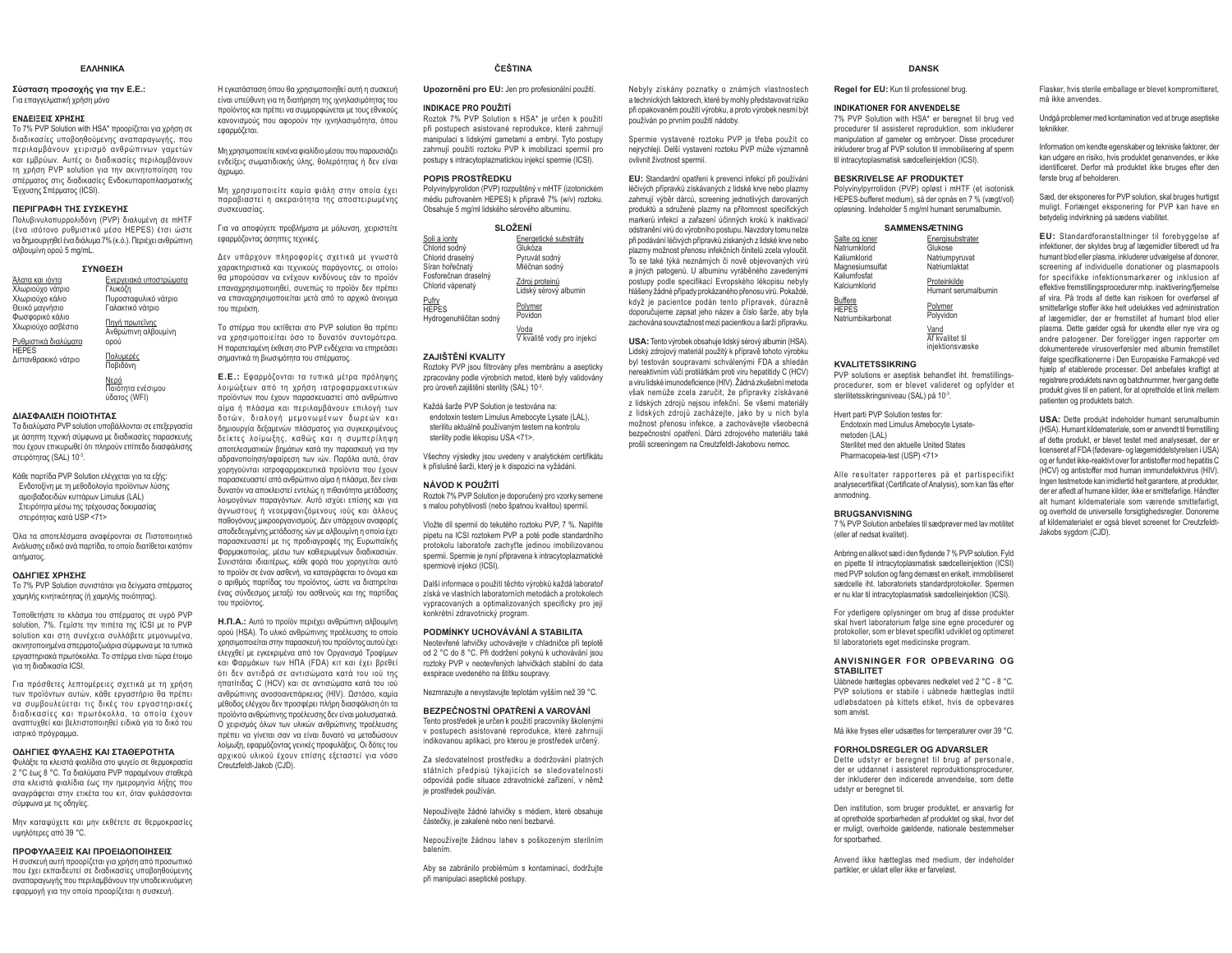## ΕΛΛΗΝΙΚΑ

**Σύσταση προσοχής για την Ε.Ε.:**
Για επαγγελματική χρήση μόνο

### ΕΝΔΕΙΞΕΙΣ ΧΡΗΣΗΣ

Το 7% PVP Solution with HSA* προορίζεται για χρήση σε διαδικασίες υποβοηθούμενης αναπαραγωγής, που περιλαμβάνουν χειρισμό ανθρώπινων γαμετών και εμβρύων. Αυτές οι διαδικασίες περιλαμβάνουν τη χρήση PVP solution για την ακινητοποίηση του σπέρματος στις διαδικασίες Ενδοκυτταροπλασματικής Έγχυσης Σπέρματος (ICSI).

### ΠΕΡΙΓΡΑΦΗ ΤΗΣ ΣΥΣΚΕΥΗΣ

Πολυβινυλοπυρρολιδόνη (PVP) διαλυμένη σε mHTF (ένα ισότονο ρυθμιστικό μέσο HEPES) έτσι ώστε να δημιουργηθεί ένα διάλυμα 7% (κ.ό.). Περιέχει ανθρώπινη αλβουμίνη ορού 5 mg/mL.

### ΣΥΝΘΕΣΗ

| Άλατα και ιόντα | Ενεργειακά υποστρώματα |
|---|---|
| Χλωριούχο νάτριο | Γλυκόζη |
| Χλωριούχο κάλιο | Πυροσταφυλικό νάτριο |
| Θειικό μαγνήσιο | Γαλακτικό νάτριο |
| Φωσφορικό κάλιο | |
| Χλωριούχο ασβέστιο | Πηγή πρωτεΐνης |
| | Ανθρώπινη αλβουμίνη ορού |
| Ρυθμιστικά διαλύματα | |
| HEPES | Πολυμερές |
| Διττανθρακικό νάτριο | Ποβιδόνη |
| | Νερό |
| | Ποιότητα ενέσιμου ύδατος (WFI) |

### ΔΙΑΣΦΑΛΙΣΗ ΠΟΙΟΤΗΤΑΣ

Τα διαλύματα PVP solution υποβάλλονται σε επεξεργασία με άσηπτη τεχνική σύμφωνα με διαδικασίες παρασκευής που έχουν επικυρωθεί ότι πληρούν επίπεδο διασφάλισης στειρότητας (SAL) $10^{-3}$.

Κάθε παρτίδα PVP Solution ελέγχεται για τα εξής:
- Ενδοτοξίνη με τη μεθοδολογία προϊόντων λύσης αμοιβαδοειδών κυττάρων Limulus (LAL)
- Στειρότητα μέσω της τρέχουσας δοκιμασίας στειρότητας κατά USP <71>

Όλα τα αποτελέσματα αναφέρονται σε Πιστοποιητικό Ανάλυσης ειδικό ανά παρτίδα, το οποίο διατίθεται κατόπιν αιτήματος.

### ΟΔΗΓΙΕΣ ΧΡΗΣΗΣ

Το 7% PVP Solution συνιστάται για δείγματα σπέρματος χαμηλής κινητικότητας (ή χαμηλής ποιότητας).

Τοποθετήστε το κλάσμα του σπέρματος σε υγρό PVP solution, 7%. Γεμίστε την πιπέτα της ICSI με το PVP solution και στη συνέχεια συλλάβετε μεμονωμένα, ακινητοποιημένα σπερματοζωάρια σύμφωνα με τα τυπικά εργαστηριακά πρωτόκολλα. Το σπέρμα είναι τώρα έτοιμο για τη διαδικασία ICSI.

Για πρόσθετες λεπτομέρειες σχετικά με τη χρήση των προϊόντων αυτών, κάθε εργαστήριο θα πρέπει να συμβουλεύεται τις δικές του εργαστηριακές διαδικασίες και πρωτόκολλα, τα οποία έχουν αναπτυχθεί και βελτιστοποιηθεί ειδικά για το δικό του ιατρικό πρόγραμμα.

### ΟΔΗΓΙΕΣ ΦΥΛΑΞΗΣ ΚΑΙ ΣΤΑΘΕΡΟΤΗΤΑ

Φυλάξτε τα κλειστά φιαλίδια στο ψυγείο σε θερμοκρασία 2 °C έως 8 °C. Τα διαλύματα PVP παραμένουν σταθερά στα κλειστά φιαλίδια έως την ημερομηνία λήξης που αναγράφεται στην ετικέτα του κιτ, όταν φυλάσσονται σύμφωνα με τις οδηγίες.

Μην καταψύχετε και μην εκθέτετε σε θερμοκρασίες υψηλότερες από 39 °C.

### ΠΡΟΦΥΛΑΞΕΙΣ ΚΑΙ ΠΡΟΕΙΔΟΠΟΙΗΣΕΙΣ

Η συσκευή αυτή προορίζεται για χρήση από προσωπικό που έχει εκπαιδευτεί σε διαδικασίες υποβοηθούμενης αναπαραγωγής που περιλαμβάνουν την υποδεικνυόμενη εφαρμογή για την οποία προορίζεται η συσκευή.

Η εγκατάσταση όπου θα χρησιμοποιηθεί αυτή η συσκευή είναι υπεύθυνη για τη διατήρηση της ιχνηλασιμότητας του προϊόντος και πρέπει να συμμορφώνεται με τους εθνικούς κανονισμούς που αφορούν την ιχνηλασιμότητα, όπου εφαρμόζεται.

Μη χρησιμοποιείτε κανένα φιαλίδιο μέσου που παρουσιάζει ενδείξεις σωματιδιακής ύλης, θολερότητας ή δεν είναι άχρωμο.

Μη χρησιμοποιείτε καμία φιάλη στην οποία έχει παραβιαστεί η ακεραιότητα της αποστειρωμένης συσκευασίας.

Για να αποφύγετε προβλήματα με μόλυνση, χειριστείτε εφαρμόζοντας άσηπτες τεχνικές.

Δεν υπάρχουν πληροφορίες σχετικά με γνωστά χαρακτηριστικά και τεχνικούς παράγοντες, οι οποίοι θα μπορούσαν να ενέχουν κινδύνους εάν το προϊόν επαναχρησιμοποιηθεί, συνεπώς το προϊόν δεν πρέπει να επαναχρησιμοποιείται μετά από το αρχικό άνοιγμα του περιέκτη.

Το σπέρμα που εκτίθεται στο PVP solution θα πρέπει να χρησιμοποιείται όσο το δυνατόν συντομότερα. Η παρατεταμένη έκθεση στο PVP ενδέχεται να επηρεάσει σημαντικά τη βιωσιμότητα του σπέρματος.

**Ε.Ε.:** Εφαρμόζονται τα τυπικά μέτρα πρόληψης λοιμώξεων από τη χρήση ιατροφαρμακευτικών προϊόντων που έχουν παρασκευαστεί από ανθρώπινο αίμα ή πλάσμα και περιλαμβάνουν επιλογή των δοτών, διαλογή μεμονωμένων δωρεών και δημιουργία δεξαμενών πλάσματος για συγκεκριμένους δείκτες λοίμωξης, καθώς και η συμπερίληψη αποτελεσματικών βημάτων κατά την παρασκευή για την αδρανοποίηση/αφαίρεση των ιών. Παρόλα αυτά, όταν χορηγούνται ιατροφαρμακευτικά προϊόντα που έχουν παρασκευαστεί από ανθρώπινο αίμα ή πλάσμα, δεν είναι δυνατόν να αποκλειστεί εντελώς η πιθανότητα μετάδοσης λοιμογόνων παραγόντων. Αυτό ισχύει επίσης και για άγνωστους ή νεοεμφανιζόμενους ιούς και άλλους παθογόνους μικροοργανισμούς. Δεν υπάρχουν αναφορές αποδεδειγμένης μετάδοσης ιών με αλβουμίνη η οποία έχει παρασκευαστεί με τις προδιαγραφές της Ευρωπαϊκής Φαρμακοποιίας, μέσω των καθιερωμένων διαδικασιών. Συνιστάται ιδιαιτέρως, κάθε φορά που χορηγείται αυτό το προϊόν σε έναν ασθενή, να καταγράφεται το όνομα και ο αριθμός παρτίδας του προϊόντος, ώστε να διατηρείται ένας σύνδεσμος μεταξύ του ασθενούς και της παρτίδας του προϊόντος.

**Η.Π.Α.:** Αυτό το προϊόν περιέχει ανθρώπινη αλβουμίνη ορού (HSA). Το υλικό ανθρώπινης προέλευσης το οποίο χρησιμοποιείται στην παρασκευή του προϊόντος αυτού έχει ελεγχθεί με εγκεκριμένα από τον Οργανισμό Τροφίμων και Φαρμάκων των ΗΠΑ (FDA) κιτ και έχει βρεθεί ότι δεν αντιδρά σε αντισώματα κατά του ιού της ηπατίτιδας C (HCV) και σε αντισώματα κατά του ιού ανθρώπινης ανοσοανεπάρκειας (HIV). Ωστόσο, καμία μέθοδος ελέγχου δεν προσφέρει πλήρη διασφάλιση ότι τα προϊόντα ανθρώπινης προέλευσης δεν είναι μολυσματικά. Ο χειρισμός όλων των υλικών ανθρώπινης προέλευσης πρέπει να γίνεται σαν να είναι δυνατό να μεταδώσουν λοίμωξη, εφαρμόζοντας γενικές προφυλάξεις. Οι δότες του αρχικού υλικού έχουν επίσης εξεταστεί για νόσο Creutzfeldt-Jakob (CJD).

## ČEŠTINA

**Upozornění pro EU:** Jen pro profesionální použití.

### INDIKACE PRO POUŽITÍ

Roztok 7% PVP Solution s HSA* je určen k použití při postupech asistované reprodukce, které zahrnují manipulaci s lidskými gametami a embryi. Tyto postupy zahrnují použití roztoku PVP k imobilizaci spermií pro postupy s intracytoplazmatickou injekcí spermie (ICSI).

### POPIS PROSTŘEDKU

Polyvinylpyrolidon (PVP) rozpuštěný v mHTF (izotonickém médiu pufrovaném HEPES) k přípravě 7% (w/v) roztoku. Obsahuje 5 mg/ml lidského sérového albuminu.

### SLOŽENÍ

| Soli a ionty | Energetické substráty |
|---|---|
| Chlorid sodný | Glukóza |
| Chlorid draselný | Pyruvát sodný |
| Síran hořečnatý | Mléčnan sodný |
| Fosforečnan draselný | |
| Chlorid vápenatý | Zdroj proteinů |
| | Lidský sérový albumin |
| Pufry | |
| HEPES | Polymer |
| Hydrogenuhličitan sodný | Povidon |
| | Voda |
| | V kvalitě vody pro injekci |

### ZAJIŠTĚNÍ KVALITY

Roztoky PVP jsou filtrovány přes membránu a asepticky zpracovány podle výrobních metod, které byly validovány pro úroveň zajištění sterility (SAL) $10^{-3}$.

Každá šarže PVP Solution je testována na:
- endotoxin testem Limulus Amebocyte Lysate (LAL),
- sterilitu aktuálně používaným testem na kontrolu sterility podle lékopisu USA <71>.

Všechny výsledky jsou uvedeny v analytickém certifikátu k příslušné šarži, který je k dispozici na vyžádání.

### NÁVOD K POUŽITÍ

Roztok 7% PVP Solution je doporučený pro vzorky semene s malou pohyblivostí (nebo špatnou kvalitou) spermií.

Vložte díl spermií do tekutého roztoku PVP, 7 %. Naplňte pipetu na ICSI roztokem PVP a poté podle standardního protokolu laboratoře zachyťte jednotlivé imobilizované spermie. Spermie je nyní připravena k intracytoplazmatické spermiové injekci (ICSI).

Další informace o použití těchto výrobků každá laboratoř získá ve vlastních laboratorních metodách a protokolech vypracovaných a optimalizovaných specificky pro její konkrétní zdravotnický program.

### PODMÍNKY UCHOVÁVÁNÍ A STABILITA

Neotevřené lahvičky uchovávejte v chladničce při teplotě od 2 °C do 8 °C. Při dodržení pokynů k uchovávání jsou roztoky PVP v neotevřených lahvičkách stabilní do data exspirace uvedeného na štítku soupravy.

Nezmrazujte a nevystavujte teplotám vyšším než 39 °C.

### BEZPEČNOSTNÍ OPATŘENÍ A VAROVÁNÍ

Tento prostředek je určen k použití pracovníky školenými v postupech asistované reprodukce, které zahrnují indikovanou aplikaci, pro kterou je prostředek určený.

Za sledovatelnost prostředku a dodržování platných státních předpisů týkajících se sledovatelnosti odpovídá podle situace zdravotnické zařízení, v němž je prostředek používán.

Nepoužívejte žádné lahvičky s médiem, které obsahuje částečky, je zakalené nebo není bezbarvé.

Nepoužívejte žádnou lahev s poškozeným sterilním balením.

Aby se zabránilo problémům s kontaminací, dodržujte při manipulaci aseptické postupy.

Nebyly získány poznatky o známých vlastnostech a technických faktorech, které by mohly představovat riziko při opakovaném použití výrobku, a proto výrobek nesmí být používán po prvním použití nádoby.

Spermie vystavené roztoku PVP je třeba použít co nejrychleji. Delší vystavení roztoku PVP může významně ovlivnit životnost spermií.

**EU:** Standardní opatření k prevenci infekcí při používání léčivých přípravků získávaných z lidské krve nebo plazmy zahrnují výběr dárců, screening jednotlivých darovaných produktů a sdružené plazmy na přítomnost specifických markerů infekcí a zařazení účinných kroků k inaktivaci/odstranění virů do výrobního postupu. Navzdory tomu nelze při podávání léčivých přípravků získaných z lidské krve nebo plazmy možnost přenosu infekčních činitelů zcela vyloučit. To se také týká neznámých či nově objevovaných virů a jiných patogenů. U albuminu vyráběného zavedenými postupy podle specifikací Evropského lékopisu nebyly hlášeny žádné případy prokázaného přenosu virů. Pokaždé, když je pacientce podán tento přípravek, důrazně doporučujeme zapsat jeho název a číslo šarže, aby byla zachována souvztažnost mezi pacientkou a šarží přípravku.

**USA:** Tento výrobek obsahuje lidský sérový albumin (HSA). Lidský zdrojový materiál použitý k přípravě tohoto výrobku byl testován soupravami schválenými FDA a shledán nereaktivním vůči protilátkám proti viru hepatitidy C (HCV) a viru lidské imunodeficience (HIV). Žádná zkušební metoda však nemůže zcela zaručit, že přípravky získávané z lidských zdrojů nejsou infekční. Se všemi materiály z lidských zdrojů zacházejte, jako by u nich byla možnost přenosu infekce, a zachovávejte všeobecná bezpečnostní opatření. Dárci zdrojového materiálu také prošli screeningem na Creutzfeldt-Jakobovu nemoc.

## DANSK

**Regel for EU:** Kun til professionel brug.

### INDIKATIONER FOR ANVENDELSE

7% PVP Solution with HSA* er beregnet til brug ved procedurer til assisteret reproduktion, som inkluderer manipulation af gameter og embryoner. Disse procedurer inkluderer brug af PVP solution til immobilisering af sperm til intracytoplasmatisk sædcelleinjektion (ICSI).

### BESKRIVELSE AF PRODUKTET

Polyvinylpyrrolidon (PVP) opløst i mHTF (et isotonisk HEPES-bufferet medium), så der opnås en 7 % (vægt/vol) opløsning. Indeholder 5 mg/ml humant serumalbumin.

### SAMMENSÆTNING

| Salte og ioner | Energisubstrater |
|---|---|
| Natriumklorid | Glukose |
| Kaliumklorid | Natriumpyruvat |
| Magnesiumsulfat | Natriumlaktat |
| Kaliumfosfat | |
| Kalciumklorid | Proteinkilde |
| | Humant serumalbumin |
| Buffere | |
| HEPES | Polymer |
| Natriumbikarbonat | Polyvidon |
| | Vand |
| | Af kvalitet til injektionsvæske |

### KVALITETSSIKRING

PVP solutions er aseptisk behandlet iht. fremstillingsprocedurer, som er blevet valideret og opfylder et sterilitetssikringsniveau (SAL) på $10^{-3}$.

Hvert parti PVP Solution testes for:
- Endotoxin med Limulus Amebocyte Lysate-metoden (LAL)
- Sterilitet med den aktuelle United States Pharmacopeia-test (USP) <71>

Alle resultater rapporteres på et partispecifikt analysecertifikat (Certificate of Analysis), som kan fås efter anmodning.

### BRUGSANVISNING

7 % PVP Solution anbefales til sædprøver med lav motilitet (eller af nedsat kvalitet).

Anbring en alikvot sæd i den flydende 7 % PVP solution. Fyld en pipette til intracytoplasmatisk sædcelleinjektion (ICSI) med PVP solution og fang dernæst en enkelt, immobiliseret sædcelle iht. laboratoriets standardprotokoller. Spermen er nu klar til intracytoplasmatisk sædcelleinjektion (ICSI).

For yderligere oplysninger om brug af disse produkter skal hvert laboratorium følge sine egne procedurer og protokoller, som er blevet specifikt udviklet og optimeret til laboratoriets eget medicinske program.

### ANVISNINGER FOR OPBEVARING OG STABILITET

Uåbnede hætteglas opbevares nedkølet ved 2 °C - 8 °C. PVP solutions er stabile i uåbnede hætteglas indtil udløbsdatoen på kittets etiket, hvis de opbevares som anvist.

Må ikke fryses eller udsættes for temperaturer over 39 °C.

### FORHOLDSREGLER OG ADVARSLER

Dette udstyr er beregnet til brug af personale, der er uddannet i assisteret reproduktionsprocedurer, der inkluderer den indicerede anvendelse, som dette udstyr er beregnet til.

Den institution, som bruger produktet, er ansvarlig for at opretholde sporbarheden af produktet og skal, hvor det er muligt, overholde gældende, nationale bestemmelser for sporbarhed.

Anvend ikke hætteglas med medium, der indeholder partikler, er uklart eller ikke er farveløst.

Flasker, hvis sterile emballage er blevet kompromitteret, må ikke anvendes.

Undgå problemer med kontamination ved at bruge aseptiske teknikker.

Information om kendte egenskaber og tekniske faktorer, der kan udgøre en risiko, hvis produktet genanvendes, er ikke identificeret. Derfor må produktet ikke bruges efter den første brug af beholderen.

Sæd, der eksponeres for PVP solution, skal bruges hurtigst muligt. Forlænget eksponering for PVP kan have en betydelig indvirkning på sædens viabilitet.

**EU:** Standardforanstaltninger til forebyggelse af infektioner, der skyldes brug af lægemidler tilberedt ud fra humant blod eller plasma, inkluderer udvælgelse af donorer, screening af individuelle donationer og plasmapools for specifikke infektionsmarkører og inklusion af effektive fremstillingsprocedurer mhp. inaktivering/fjernelse af vira. På trods af dette kan risikoen for overførsel af smittefarlige stoffer ikke helt udelukkes ved administration af lægemidler, der er fremstillet af humant blod eller plasma. Dette gælder også for ukendte eller nye vira og andre patogener. Der foreligger ingen rapporter om dokumenterede virusoverførsler med albumin fremstillet ifølge specifikationerne i Den Europæiske Farmakopé ved hjælp af etablerede processer. Det anbefales kraftigt at registrere produktets navn og batchnummer, hver gang dette produkt gives til en patient, for at opretholde et link mellem patienten og produktets batch.

**USA:** Dette produkt indeholder humant serumalbumin (HSA). Humant kildemateriale, som er anvendt til fremstilling af dette produkt, er blevet testet med analysesæt, der er licenseret af FDA (fødevare- og lægemiddelstyrelsen i USA) og er fundet ikke-reaktivt over for antistoffer mod hepatitis C (HCV) og antistoffer mod human immundefektvirus (HIV). Ingen testmetode kan imidlertid helt garantere, at produkter, der er afledt af humane kilder, ikke er smittefarlige. Håndter alt humant kildemateriale som værende smittefarligt, og overhold de universelle forsigtighedsregler. Donorerne af kildematerialet er også blevet screenet for Creutzfeldt-Jakobs sygdom (CJD).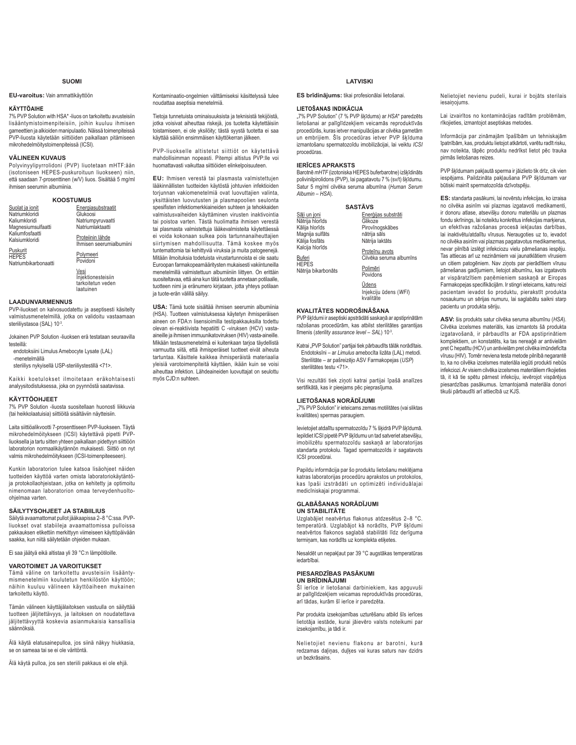# SUOMI

**EU-varoitus:** Vain ammattikäyttöön

## KÄYTTÖAIHE

7% PVP Solution with HSA\* -liuos on tarkoitettu avusteisiin lisääntymistoimenpiteisiin, joihin kuuluu ihmisen gameettien ja alkioiden manipulaatio. Näissä toimenpiteissä PVP-liuosta käytetään siittiöiden paikallaan pitämiseen mikrohedelmöitystoimenpiteissä (ICSI).

## VÄLINEEN KUVAUS

Polyvinyylipyrrolidoni (PVP) liuotetaan mHTF:ään (isotoniseen HEPES-puskuroituun liuokseen) niin, että saadaan 7-prosenttinen (w/V) liuos. Sisältää 5 mg/ml ihmisen seerumin albumiinia.

## KOOSTUMUS

| | |
|---|---|
| <u>Suolat ja ionit</u> | <u>Energiasubstraatit</u> |
| Natriumkloridi | Glukoosi |
| Kaliumkloridi | Natriumpyruvaatti |
| Magnesiumsulfaatti | Natriumlaktaatti |
| Kaliumfosfaatti | |
| Kalsiumkloridi | <u>Proteiinin lähde</u> |
| | Ihmisen seerumialbumiini |
| <u>Puskurit</u> | |
| HEPES | <u>Polymeeri</u> |
| Natriumbikarbonaatti | Povidoni |
| | <u>Vesi</u> |
| | Injektionesteisiin tarkoitetun veden laatuinen |

## LAADUNVARMENNUS

PVP-liuokset on kalvosuodatettu ja aseptisesti käsitelty valmistusmenetelmällä, joka on validoitu vastaamaan steriiliystasoa (SAL) $10^{-3}$.

Jokainen PVP Solution -liuoksen erä testataan seuraavilla testeillä:

- endotoksiini Limulus Amebocyte Lysate (LAL) -menetelmällä
- steriiliys nykyisellä USP-steriiliystestillä <71>.

Kaikki koetulokset ilmoitetaan eräkohtaisesti analyysitodistuksessa, joka on pyynnöstä saatavissa.

## KÄYTTÖOHJEET

7% PVP Solution -liuosta suositellaan huonosti liikkuvia (tai heikkolaatuisia) siittiöitä sisältäviin näytteisiin.

Laita siittiöalikvootti 7-prosenttiseen PVP-liuokseen. Täytä mikrohedelmöitykseen (ICSI) käytettävä pipetti PVP-liuoksella ja tartu sitten yhteen paikallaan pidettyyn siittiöön laboratorion normaalikäytännön mukaisesti. Siittiö on nyt valmis mikrohedelmöitykseen (ICSI-toimenpiteeseen).

Kunkin laboratorion tulee katsoa lisäohjeet näiden tuotteiden käyttöä varten omista laboratoriokäytäntöja protokollaohjeistaan, jotka on kehitetty ja optimoitu nimenomaan laboratorion omaa terveydenhuolto-ohjelmaa varten.

## SÄILYTYSOHJEET JA STABIILIUS

Säilytä avaamattomat pullot jääkaapissa 2–8 °C:ssa. PVP-liuokset ovat stabiileja avaamattomissa pulloissa pakkauksen etikettiin merkittyyn viimeiseen käyttöpäivään saakka, kun niitä säilytetään ohjeiden mukaan.

Ei saa jäätyä eikä altistaa yli 39 °C:n lämpötiloille.

## VAROTOIMET JA VAROITUKSET

Tämä väline on tarkoitettu avusteisiin lisääntymismenetelmiin koulutetun henkilöstön käyttöön; näihin kuuluu välineen käyttöaiheen mukainen tarkoitettu käyttö.

Tämän välineen käyttäjälaitoksen vastuulla on säilyttää tuotteen jäljitettävyys, ja laitoksen on noudatettava jäljitettävyyttä koskevia asianmukaisia kansallisia säännöksiä.

Älä käytä elatusainepulloa, jos siinä näkyy hiukkasia, se on sameaa tai se ei ole väritöntä.

Älä käytä pulloa, jos sen steriili pakkaus ei ole ehjä.

Kontaminaatio-ongelmien välttämiseksi käsittelyssä tulee noudattaa aseptisia menetelmiä.

Tietoja tunnetuista ominaisuuksista ja teknisistä tekijöistä, jotka voisivat aiheuttaa riskejä, jos tuotetta käytettäisiin toistamiseen, ei ole yksilöity; tästä syystä tuotetta ei saa käyttää säiliön ensimmäisen käyttökerran jälkeen.

PVP-liuokselle altistetut siittiöt on käytettävä mahdollisimman nopeasti. Pitempi altistus PVP:lle voi huomattavasti vaikuttaa siittiöiden elinkelpoisuuteen.

**EU:** Ihmisen verestä tai plasmasta valmistettujen lääkinnällisten tuotteiden käytöstä johtuvien infektioiden torjunnan vakiomenetelmiä ovat luovuttajien valinta, yksittäisten luovutusten ja plasmapoolien seulonta spesifisten infektiomerkkiaineiden suhteen ja tehokkaiden valmistusvaiheiden käyttäminen virusten inaktivointia tai poistoa varten. Tästä huolimatta ihmisen verestä tai plasmasta valmistettuja lääkevalmisteita käytettäessä ei voida kokonaan sulkea pois tartunnanaiheuttajien siirtymisen mahdollisuutta. Tämä koskee myös tuntemattomia tai kehittyviä viruksia ja muita patogeenejä. Mitään ilmoituksia todetuista virustartunnoista ei ole saatu Euroopan farmakopeamääritysten mukaisesti vakiintuneilla menetelmillä valmistettuun albumiiniin liittyen. On erittäin suositeltavaa, että aina kun tätä tuotetta annetaan potilaalle, tuotteen nimi ja eränumero kirjataan, jotta yhteys potilaan ja tuote-erän välillä säilyy.

**USA:** Tämä tuote sisältää ihmisen seerumin albumiinia (HSA). Tuotteen valmistuksessa käytetyn ihmisperäisen aineen on FDA:n lisensioimilla testipakkauksilla todettu olevan ei-reaktiivista hepatiitti C -viruksen (HCV) vasta-aineille ja ihmisen immuunikatoviruksen (HIV) vasta-aineille. Mikään testausmenetelmä ei kuitenkaan tarjoa täydellistä varmuutta siitä, että ihmisperäiset tuotteet eivät aiheuta tartuntaa. Käsittele kaikkea ihmisperäistä materiaalia yleisiä varotoimenpiteitä käyttäen, ikään kuin se voisi aiheuttaa infektion. Lähdeaineiden luovuttajat on seulottu myös CJD:n suhteen.

# LATVISKI

**ES brīdinājums:** tikai profesionālai lietošanai.

## LIETOŠANAS INDIKĀCIJA

„7% PVP Solution" (7 % PVP šķīdums) ar *HSA*\* paredzēts lietošanai ar palīglīdzekļiem veicamās reproduktīvās procedūrās, kuras ietver manipulācijas ar cilvēka gametām un embrijiem. Šīs procedūras ietver PVP šķīduma izmantošanu spermatozoīdu imobilizācijai, lai veiktu *ICSI* procedūras.

## IERĪCES APRAKSTS

Barotnē *mHTF* (izotoniska HEPES buferbarotne) izšķīdināts polivinilpirolidons (PVP), lai pagatavotu 7 % (sv/t) šķīdumu. Satur 5 mg/ml cilvēka seruma albumīna (*Human Serum Albumin – HSA*).

## SASTĀVS

| | |
|---|---|
| <u>Sāļi un joni</u> | <u>Enerģijas substrāti</u> |
| Nātrija hlorīds | Glikoze |
| Kālija hlorīds | Pirovīnogskābes |
| Magnija sulfāts | nātrija sāls |
| Kālija fosfāts | Nātrija laktāts |
| Kalcija hlorīds | |
| | <u>Proteīnu avots</u> |
| <u>Buferi</u> | Cilvēka seruma albumīns |
| HEPES | |
| Nātrija bikarbonāts | <u>Polimēri</u> |
| | Povidons |
| | <u>Ūdens</u> |
| | Injekciju ūdens (*WFI*) kvalitāte |

## KVALITĀTES NODROŠINĀŠANA

PVP šķīdumi ir aseptiski apstrādāti saskaņā ar apstiprinātām ražošanas procedūrām, kas atbilst sterilitātes garantijas līmenis (*sterility assurance level – SAL*) $10^{-3}$.

Katrai „PVP Solution" partijai tiek pārbaudīts tālāk norādītais.

- Endotoksīni – ar *Limulus* amebocītu lizāta (LAL) metodi.
- Sterilitāte – ar pašreizējo ASV Farmakopejas (*USP*) sterilitātes testu <71>.

Visi rezultāti tiek ziņoti katrai partijai īpašā analīzes sertifikātā, kas ir pieejams pēc pieprasījuma.

## LIETOŠANAS NORĀDĪJUMI

„7% PVP Solution" ir ieteicams zemas motilitātes (vai sliktas kvalitātes) spermas paraugiem.

Ievietojiet atdalītu spermatozoīdu 7 % šķidrā PVP šķīdumā. Iepildiet ICSI pipetē PVP šķīdumu un tad satveriet atsevišķu, imobilizētu spermatozoīdu saskaņā ar laboratorijas standarta protokolu. Tagad spermatozoīds ir sagatavots ICSI procedūrai.

Papildu informācija par šo produktu lietošanu meklējama katras laboratorijas procedūru aprakstos un protokolos, kas īpaši izstrādāti un optimizēti individuālajai medicīniskajai programmai.

## GLABĀŠANAS NORĀDĪJUMI UN STABILITĀTE

Uzglabājiet neatvērtus flakonus atdzesētus 2–8 °C. temperatūrā. Uzglabājot kā norādīts, PVP šķīdumi neatvērtos flakonos saglabā stabilitāti līdz derīguma termiņam, kas norādīts uz komplekta etiķetes.

Nesaldēt un nepakļaut par 39 °C augstākas temperatūras iedarbībai.

## PIESARDZĪBAS PASĀKUMI UN BRĪDINĀJUMI

Šī ierīce ir lietošanai darbiniekiem, kas apguvuši ar palīglīdzekļiem veicamās reproduktīvās procedūras, arī tādas, kurām šī ierīce ir paredzēta.

Par produkta izsekojamības uzturēšanu atbild šīs ierīces lietotāja iestāde, kurai jāievēro valsts noteikumi par izsekojamību, ja tādi ir.

Nelietojiet nevienu flakonu ar barotni, kurā redzamas daļiņas, duļķes vai kuras saturs nav dzidrs un bezkrāsains.

Nelietojiet nevienu pudeli, kurai ir bojāts sterilais iesaiņojums.

Lai izvairītos no kontaminācijas radītām problēmām, rīkojieties, izmantojot aseptiskas metodes.

Informācija par zināmajām īpašībām un tehniskajām īpatnībām, kas, produktu lietojot atkārtoti, varētu radīt risku, nav noteikta, tāpēc produktu nedrīkst lietot pēc trauka pirmās lietošanas reizes.

PVP šķīdumam pakļautā sperma ir jāizlieto tik drīz, cik vien iespējams. Paildzināta pakļaušana PVP šķīdumam var būtiski mainīt spermatozoīda dzīvotspēju.

**ES:** standarta pasākumi, lai novērstu infekcijas, ko izraisa no cilvēka asinīm vai plazmas izgatavoti medikamenti, ir donoru atlase, atsevišķu donoru materiālu un plazmas fondu skrīnings, lai noteiktu konkrētus infekcijas marķierus, un efektīvas ražošanas procesā iekļautas darbības, lai inaktivētu/atdalītu vīrusus. Neraugoties uz to, ievadot no cilvēka asinīm vai plazmas pagatavotus medikamentus, nevar pilnībā izslēgt infekciozu vielu pārnešanas iespēju. Tas attiecas arī uz nezināmiem vai jaunatklātiem vīrusiem un citiem patogēniem. Nav ziņots par pierādītiem vīrusu pārnešanas gadījumiem, lietojot albumīnu, kas izgatavots ar vispāratzītiem paņēmieniem saskaņā ar Eiropas Farmakopejas specifikācijām. Ir stingri ieteicams, katru reizi pacientam ievadot šo produktu, pierakstīt produkta nosaukumu un sērijas numuru, lai saglabātu saikni starp pacientu un produkta sēriju.

**ASV:** šis produkts satur cilvēka seruma albumīnu (*HSA*). Cilvēka izcelsmes materiāls, kas izmantots šā produkta izgatavošanā, ir pārbaudīts ar FDA apstiprinātiem komplektiem, un konstatēts, ka tas nereaģē ar antivielām pret C hepatītu (HCV) un antivielām pret cilvēka imūndeficīta vīrusu (HIV). Tomēr neviena testa metode pilnībā negarantē to, ka no cilvēka izcelsmes materiāla iegūti produkti nebūs infekciozi. Ar visiem cilvēka izcelsmes materiāliem rīkojieties tā, it kā tie spētu pārnest infekciju, ievērojot vispārējus piesardzības pasākumus. Izmantojamā materiāla donori tikuši pārbaudīti arī attiecībā uz KJS.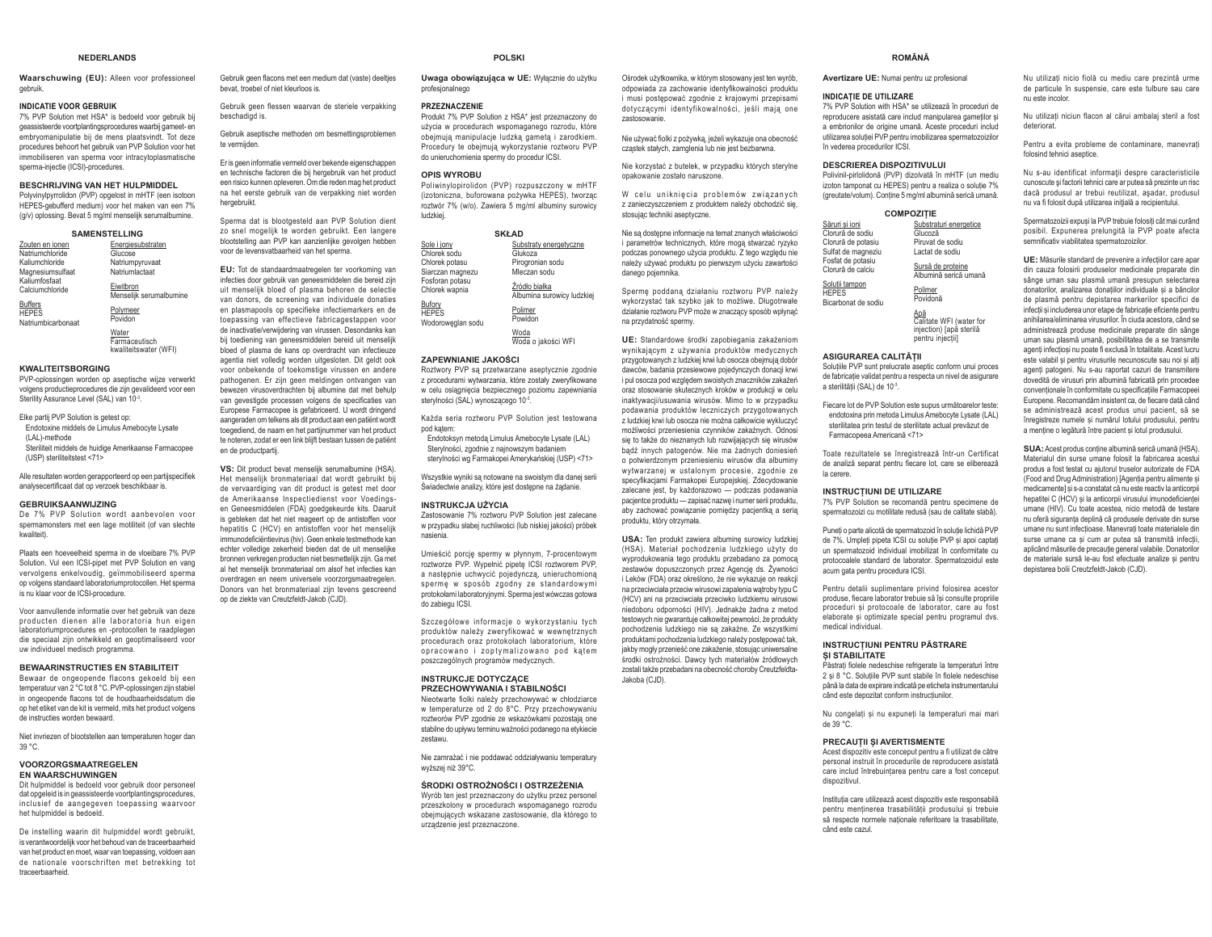## NEDERLANDS

**Waarschuwing (EU):** Alleen voor professioneel gebruik.

### INDICATIE VOOR GEBRUIK

7% PVP Solution met HSA* is bedoeld voor gebruik bij geassisteerde voortplantingsprocedures waarbij gameet- en embryomanipulatie bij de mens plaatsvindt. Tot deze procedures behoort het gebruik van PVP Solution voor het immobiliseren van sperma voor intracytoplasmatische sperma-injectie (ICSI)-procedures.

### BESCHRIJVING VAN HET HULPMIDDEL

Polyvinylpyrrolidon (PVP) opgelost in mHTF (een isotoon HEPES-gebufferd medium) voor het maken van een 7% (g/v) oplossing. Bevat 5 mg/ml menselijk serumalbumine.

### SAMENSTELLING

| Zouten en ionen | Energiesubstraten |
|---|---|
| Natriumchloride | Glucose |
| Kaliumchloride | Natriumpyruvaat |
| Magnesiumsulfaat | Natriumlactaat |
| Kaliumfosfaat | |
| Calciumchloride | Eiwitbron |
| | Menselijk serumalbumine |
| Buffers | |
| HEPES | Polymeer |
| Natriumbicarbonaat | Povidon |
| | Water |
| | Farmaceutisch kwaliteitswater (WFI) |

### KWALITEITSBORGING

PVP-oplossingen worden op aseptische wijze verwerkt volgens productieprocedures die zijn gevalideerd voor een Sterility Assurance Level (SAL) van $10^{-3}$.

Elke partij PVP Solution is getest op:

- Endotoxine middels de Limulus Amebocyte Lysate (LAL)-methode
- Steriliteit middels de huidige Amerikaanse Farmacopee (USP) steriliteitstest <71>

Alle resultaten worden gerapporteerd op een partijspecifiek analysecertificaat dat op verzoek beschikbaar is.

### GEBRUIKSAANWIJZING

De 7% PVP Solution wordt aanbevolen voor spermamonsters met een lage motiliteit (of van slechte kwaliteit).

Plaats een hoeveelheid sperma in de vloeibare 7% PVP Solution. Vul een ICSI-pipet met PVP Solution en vang vervolgens enkelvoudig, geïmmobiliseerd sperma op volgens standaard laboratoriumprotocollen. Het sperma is nu klaar voor de ICSI-procedure.

Voor aanvullende informatie over het gebruik van deze producten dienen alle laboratoria hun eigen laboratoriumprocedures en -protocollen te raadplegen die speciaal zijn ontwikkeld en geoptimaliseerd voor uw individueel medisch programma.

### BEWAARINSTRUCTIES EN STABILITEIT

Bewaar de ongeopende flacons gekoeld bij een temperatuur van 2 °C tot 8 °C. PVP-oplossingen zijn stabiel in ongeopende flacons tot de houdbaarheidsdatum die op het etiket van de kit is vermeld, mits het product volgens de instructies worden bewaard.

Niet invriezen of blootstellen aan temperaturen hoger dan 39 °C.

### VOORZORGSMAATREGELEN EN WAARSCHUWINGEN

Dit hulpmiddel is bedoeld voor gebruik door personeel dat opgeleid is in geassisteerde voortplantingsprocedures, inclusief de aangegeven toepassing waarvoor het hulpmiddel is bedoeld.

De instelling waarin dit hulpmiddel wordt gebruikt, is verantwoordelijk voor het behoud van de traceerbaarheid van het product en moet, waar van toepassing, voldoen aan de nationale voorschriften met betrekking tot traceerbaarheid.

Gebruik geen flacons met een medium dat (vaste) deeltjes bevat, troebel of niet kleurloos is.

Gebruik geen flessen waarvan de steriele verpakking beschadigd is.

Gebruik aseptische methoden om besmettingsproblemen te vermijden.

Er is geen informatie vermeld over bekende eigenschappen en technische factoren die bij hergebruik van het product een risico kunnen opleveren. Om die reden mag het product na het eerste gebruik van de verpakking niet worden hergebruikt.

Sperma dat is blootgesteld aan PVP Solution dient zo snel mogelijk te worden gebruikt. Een langere blootstelling aan PVP kan aanzienlijke gevolgen hebben voor de levensvatbaarheid van het sperma.

**EU:** Tot de standaardmaatregelen ter voorkoming van infecties door gebruik van geneesmiddelen die bereid zijn uit menselijk bloed of plasma behoren de selectie van donors, de screening van individuele donaties en plasmapools op specifieke infectiemarkers en de toepassing van effectieve fabricagestappen voor de inactivatie/verwijdering van virussen. Desondanks kan bij toediening van geneesmiddelen bereid uit menselijk bloed of plasma de kans op overdracht van infectieuze agentia niet volledig worden uitgesloten. Dit geldt ook voor onbekende of toekomstige virussen en andere pathogenen. Er zijn geen meldingen ontvangen van bewezen virusoverdrachten bij albumine dat met behulp van gevestigde processen volgens de specificaties van Europese Farmacopee is gefabriceerd. U wordt dringend aangeraden om telkens als dit product aan een patiënt wordt toegediend, de naam en het partijnummer van het product te noteren, zodat er een link blijft bestaan tussen de patiënt en de productpartij.

**VS:** Dit product bevat menselijk serumalbumine (HSA). Het menselijk bronmateriaal dat wordt gebruikt bij de vervaardiging van dit product is getest met door de Amerikaanse Inspectiedienst voor Voedings- en Geneesmiddelen (FDA) goedgekeurde kits. Daaruit is gebleken dat het niet reageert op de antistoffen voor hepatitis C (HCV) en antistoffen voor het menselijk immunodeficiëntievirus (hiv). Geen enkele testmethode kan echter volledige zekerheid bieden dat de uit menselijke bronnen verkregen producten niet besmettelijk zijn. Ga met al het menselijk bronmateriaal om alsof het infecties kan overdragen en neem universele voorzorgsmaatregelen. Donors van het bronmateriaal zijn tevens gescreend op de ziekte van Creutzfeldt-Jakob (CJD).

## POLSKI

**Uwaga obowiązująca w UE:** Wyłącznie do użytku profesjonalnego

### PRZEZNACZENIE

Produkt 7% PVP Solution z HSA* jest przeznaczony do użycia w procedurach wspomaganego rozrodu, które obejmują manipulacje ludzką gametą i zarodkiem. Procedury te obejmują wykorzystanie roztworu PVP do unieruchomienia spermy do procedur ICSI.

### OPIS WYROBU

Poliwinylopirolidon (PVP) rozpuszczony w mHTF (izotoniczna, buforowana pożywka HEPES), tworząc roztwór 7% (w/o). Zawiera 5 mg/ml albuminy surowicy ludzkiej.

### SKŁAD

| Sole i jony | Substraty energetyczne |
|---|---|
| Chlorek sodu | Glukoza |
| Chlorek potasu | Pirogronian sodu |
| Siarczan magnezu | Mleczan sodu |
| Fosforan potasu | |
| Chlorek wapnia | Źródło białka |
| | Albumina surowicy ludzkiej |
| Bufory | |
| HEPES | Polimer |
| Wodorowęglan sodu | Powidon |
| | Woda |
| | Woda o jakości WFI |

### ZAPEWNIANIE JAKOŚCI

Roztwory PVP są przetwarzane aseptycznie zgodnie z procedurami wytwarzania, które zostały zweryfikowane w celu osiągnięcia bezpiecznego poziomu zapewniania sterylności (SAL) wynoszącego $10^{-3}$.

Każda seria roztworu PVP Solution jest testowana pod kątem:

- Endotoksyn metodą Limulus Amebocyte Lysate (LAL)
- Sterylności, zgodnie z najnowszym badaniem sterylności wg Farmakopei Amerykańskiej (USP) <71>

Wszystkie wyniki są notowane na swoistym dla danej serii Świadectwie analizy, które jest dostępne na żądanie.

### INSTRUKCJA UŻYCIA

Zastosowanie 7% roztworu PVP Solution jest zalecane w przypadku słabej ruchliwości (lub niskiej jakości) próbek nasienia.

Umieścić porcję spermy w płynnym, 7-procentowym roztworze PVP. Wypełnić pipetę ICSI roztworem PVP, a następnie uchwycić pojedynczą, unieruchomioną spermę w sposób zgodny ze standardowymi protokołami laboratoryjnymi. Sperma jest wówczas gotowa do zabiegu ICSI.

Szczegółowe informacje o wykorzystaniu tych produktów należy zweryfikować w wewnętrznych procedurach oraz protokołach laboratorium, które opracowano i zoptymalizowano pod kątem poszczególnych programów medycznych.

### INSTRUKCJE DOTYCZĄCE PRZECHOWYWANIA I STABILNOŚCI

Nieotwarte fiolki należy przechowywać w chłodziarce w temperaturze od 2 do 8°C. Przy przechowywaniu roztworów PVP zgodnie ze wskazówkami pozostają one stabilne do upływu terminu ważności podanego na etykiecie zestawu.

Nie zamrażać i nie poddawać oddziaływaniu temperatury wyższej niż 39°C.

### ŚRODKI OSTROŻNOŚCI I OSTRZEŻENIA

Wyrób ten jest przeznaczony do użytku przez personel przeszkolony w procedurach wspomaganego rozrodu obejmujących wskazane zastosowanie, dla którego to urządzenie jest przeznaczone.

Ośrodek użytkownika, w którym stosowany jest ten wyrób, odpowiada za zachowanie identyfikowalności produktu i musi postępować zgodnie z krajowymi przepisami dotyczącymi identyfikowalności, jeśli mają one zastosowanie.

Nie używać fiolki z pożywką, jeżeli wykazuje ona obecność cząstek stałych, zamglenia lub nie jest bezbarwna.

Nie korzystać z butelek, w przypadku których sterylne opakowanie zostało naruszone.

W celu uniknięcia problemów związanych z zanieczyszczeniem z produktem należy obchodzić się, stosując techniki aseptyczne.

Nie są dostępne informacje na temat znanych właściwości i parametrów technicznych, które mogą stwarzać ryzyko podczas ponownego użycia produktu. Z tego względu nie należy używać produktu po pierwszym użyciu zawartości danego pojemnika.

Spermę poddaną działaniu roztworu PVP należy wykorzystać tak szybko jak to możliwe. Długotrwałe działanie roztworu PVP może w znaczący sposób wpłynąć na przydatność spermy.

**UE:** Standardowe środki zapobiegania zakażeniom wynikającym z używania produktów medycznych przygotowanych z ludzkiej krwi lub osocza obejmują dobór dawców, badania przesiewowe pojedynczych donacji krwi i pul osocza pod względem swoistych znaczników zakażeń oraz stosowanie skutecznych kroków w przypadku ich inaktywacji/usuwania wirusów. Mimo to w przypadku podawania produktów leczniczych przygotowanych z ludzkiej krwi lub osocza nie można całkowicie wykluczyć możliwości przeniesienia czynników zakaźnych. Odnosi się to także do nieznanych lub rozwijających się wirusów bądź innych patogenów. Nie ma żadnych doniesień o potwierdzonym przeniesieniu wirusów dla albuminy wytwarzanej w ustalonym procesie, zgodnie ze specyfikacjami Farmakopei Europejskiej. Zdecydowanie zalecane jest, by każdorazowo — podczas podawania pacjentce produktu — zapisać nazwę i numer serii produktu, aby zachować powiązanie pomiędzy pacjentką a serią produktu, który otrzymała.

**USA:** Ten produkt zawiera albuminę surowicy ludzkiej (HSA). Materiał pochodzenia ludzkiego użyty do wyprodukowania tego produktu przebadano za pomocą zestawów dopuszczonych przez Agencję ds. Żywności i Leków (FDA) oraz określono, że nie wykazuje on reakcji na przeciwciała przeciw wirusowi zapalenia wątroby typu C (HCV) ani na przeciwciała przeciwko ludzkiemu wirusowi niedoboru odporności (HIV). Jednakże żadna z metod testowych nie gwarantuje całkowitej pewności, że produkty pochodzenia ludzkiego nie są zakaźne. Ze wszystkimi produktami pochodzenia ludzkiego należy postępować tak, jakby mogły przenieść one zakażenie, stosując uniwersalne środki ostrożności. Dawcy tych materiałów źródłowych zostali także przebadani na obecność choroby Creutzfeldta-Jakoba (CJD).

## ROMÂNĂ

**Avertizare UE:** Numai pentru uz profesional

### INDICAȚIE DE UTILIZARE

7% PVP Solution with HSA* se utilizează în proceduri de reproducere asistată care includ manipularea gameților și a embrionilor de origine umană. Aceste proceduri includ utilizarea soluției PVP pentru imobilizarea spermatozoizilor în vederea procedurilor ICSI.

### DESCRIEREA DISPOZITIVULUI

Polivinil-pirolidonă (PVP) dizolvată în mHTF (un mediu izoton tamponat cu HEPES) pentru a realiza o soluție 7% (greutate/volum). Conține 5 mg/ml albumină serică umană.

### COMPOZIȚIE

| Săruri și ioni | Substraturi energetice |
|---|---|
| Clorură de sodiu | Glucoză |
| Clorură de potasiu | Piruvat de sodiu |
| Sulfat de magneziu | Lactat de sodiu |
| Fosfat de potasiu | |
| Clorură de calciu | Sursă de proteine |
| | Albumină serică umană |
| Soluții tampon | |
| HEPES | Polimer |
| Bicarbonat de sodiu | Povidonă |
| | Apă |
| | Calitate WFI (water for injection) [apă sterilă pentru injecții] |

### ASIGURAREA CALITĂȚII

Soluțiile PVP sunt prelucrate aseptic conform unui proces de fabricație validat pentru a respecta un nivel de asigurare a sterilității (SAL) de $10^{-3}$.

Fiecare lot de PVP Solution este supus următoarelor teste:

- endotoxina prin metoda Limulus Amebocyte Lysate (LAL)
- sterilitatea prin testul de sterilitate actual prevăzut de Farmacopeea Americană <71>

Toate rezultatele se înregistrează într-un Certificat de analiză separat pentru fiecare lot, care se eliberează la cerere.

### INSTRUCȚIUNI DE UTILIZARE

7% PVP Solution se recomandă pentru specimene de spermatozoizi cu motilitate redusă (sau de calitate slabă).

Puneți o parte alicotă de spermatozoid în soluția lichidă PVP de 7%. Umpleți pipeta ICSI cu soluție PVP și apoi captați un spermatozoid individual imobilizat în conformitate cu protocoalele standard de laborator. Spermatozoidul este acum gata pentru procedura ICSI.

Pentru detalii suplimentare privind folosirea acestor produse, fiecare laborator trebuie să își consulte propriile proceduri și protocoale de laborator, care au fost elaborate și optimizate special pentru programul dvs. medical individual.

### INSTRUCȚIUNI PENTRU PĂSTRARE ȘI STABILITATE

Păstrați fiolele nedeschise refrigerate la temperaturi între 2 și 8 °C. Soluțiile PVP sunt stabile în fiolele nedeschise până la data de expirare indicată pe eticheta instrumentarului când este depozitat conform instrucțiunilor.

Nu congelați și nu expuneți la temperaturi mai mari de 39 °C.

### PRECAUȚII ȘI AVERTISMENTE

Acest dispozitiv este conceput pentru a fi utilizat de către personal instruit în procedurile de reproducere asistată care includ întrebuințarea pentru care a fost conceput dispozitivul.

Instituția care utilizează acest dispozitiv este responsabilă pentru menținerea trasabilității produsului și trebuie să respecte normele naționale referitoare la trasabilitate, când este cazul.

Nu utilizați nicio fiolă cu mediu care prezintă urme de particule în suspensie, care este tulbure sau care nu este incolor.

Nu utilizați niciun flacon al cărui ambalaj steril a fost deteriorat.

Pentru a evita probleme de contaminare, manevrați folosind tehnici aseptice.

Nu s-au identificat informații despre caracteristicile cunoscute și factorii tehnici care ar putea să prezinte un risc dacă produsul ar trebui reutilizat, așadar, produsul nu va fi folosit după utilizarea inițială a recipientului.

Spermatozoizii expuși la PVP trebuie folosiți cât mai curând posibil. Expunerea prelungită la PVP poate afecta semnificativ viabilitatea spermatozoizilor.

**UE:** Măsurile standard de prevenire a infecțiilor care apar din cauza folosirii produselor medicinale preparate din sânge uman sau plasmă umană presupun selectarea donatorilor, analizarea donațiilor individuale și a băncilor de plasmă pentru depistarea markerilor specifici de infecții și includerea unor etape de fabricație eficiente pentru anihilarea/eliminarea virusurilor. În ciuda acestora, când se administrează produse medicinale preparate din sânge uman sau plasmă umană, posibilitatea de a se transmite agenți infecțioși nu poate fi exclusă în totalitate. Acest lucru este valabil și pentru virusurile necunoscute sau noi și alți agenți patogeni. Nu s-au raportat cazuri de transmitere dovedită de virusuri prin albumină fabricată prin procedee convenționale în conformitate cu specificațiile Farmacopeei Europene. Recomandăm insistent ca, de fiecare dată când se administrează acest produs unui pacient, să se înregistreze numele și numărul lotului produsului, pentru a menține o legătură între pacient și lotul produsului.

**SUA:** Acest produs conține albumină serică umană (HSA). Materialul din surse umane folosit la fabricarea acestui produs a fost testat cu ajutorul truselor autorizate de FDA (Food and Drug Administration) [Agenția pentru alimente și medicamente] și s-a constatat că nu este reactiv la anticorpii hepatitei C (HCV) și la anticorpii virusului imunodeficienței umane (HIV). Cu toate acestea, nicio metodă de testare nu oferă siguranța deplină că produsele derivate din surse umane nu sunt infecțioase. Manevrați toate materialele din surse umane ca și cum ar putea să transmită infecții, aplicând măsurile de precauție general valabile. Donatorilor de materiale sursă le-au fost efectuate analize și pentru depistarea bolii Creutzfeldt-Jakob (CJD).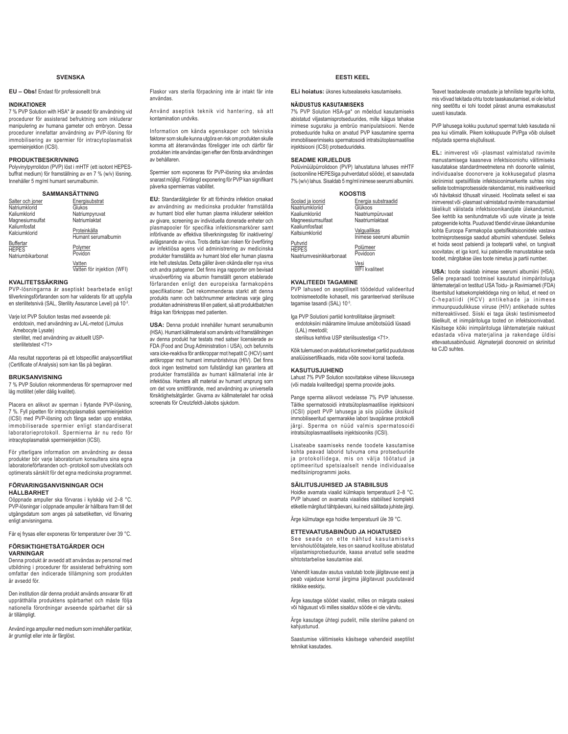## SVENSKA

**EU – Obs!** Endast för professionellt bruk

### INDIKATIONER

7 % PVP Solution with HSA* är avsedd för användning vid procedurer för assisterad befruktning som inkluderar manipulering av humana gameter och embryon. Dessa procedurer innefattar användning av PVP-lösning för immobilisering av spermier för intracytoplasmatisk spermieinjektion (ICSI).

### PRODUKTBESKRIVNING

Polyvinylpyrrolidon (PVP) löst i mHTF (ett isotont HEPES-buffrat medium) för framställning av en 7 % (w/v) lösning. Innehåller 5 mg/ml humant serumalbumin.

### SAMMANSÄTTNING

| Salter och joner | Energisubstrat |
|---|---|
| Natriumklorid | Glukos |
| Kaliumklorid | Natriumpyruvat |
| Magnesiumsulfat | Natriumlaktat |
| Kaliumfosfat | Proteinkälla |
| Kalciumklorid | Humant serumalbumin |
| Buffertar | Polymer |
| HEPES | Povidon |
| Natriumbikarbonat | Vatten |
| | Vatten för injektion (WFI) |

### KVALITETSSÄKRING

PVP-lösningarna är aseptiskt bearbetade enligt tillverkningsförfaranden som har validerats för att uppfylla en sterilitetsnivå (SAL, Sterility Assurance Level) på $10^{-3}$.

Varje lot PVP Solution testas med avseende på:
- endotoxin, med användning av LAL-metod (Limulus Amebocyte Lysate)
- sterilitet, med användning av aktuellt USP-sterilitetstest <71>

Alla resultat rapporteras på ett lotspecifikt analyscertifikat (Certificate of Analysis) som kan fås på begäran.

### BRUKSANVISNING

7 % PVP Solution rekommenderas för spermaprover med låg motilitet (eller dålig kvalitet).

Placera en alikvot av sperman i flytande PVP-lösning, 7 %. Fyll pipetten för intracytoplasmatisk spermieinjektion (ICSI) med PVP-lösning och fånga sedan upp enstaka, immobiliserade spermier enligt standardiserat laboratorieprotokoll. Spermierna är nu redo för intracytoplasmatisk spermieinjektion (ICSI).

För ytterligare information om användning av dessa produkter bör varje laboratorium konsultera sina egna laboratorieförfaranden och -protokoll som utvecklats och optimerats särskilt för det egna medicinska programmet.

### FÖRVARINGSANVISNINGAR OCH HÅLLBARHET

Oöppnade ampuller ska förvaras i kylskåp vid 2–8 °C. PVP-lösningar i oöppnade ampuller är hållbara fram till det utgångsdatum som anges på satsetiketten, vid förvaring enligt anvisningarna.

Får ej frysas eller exponeras för temperaturer över 39 °C.

### FÖRSIKTIGHETSÅTGÄRDER OCH VARNINGAR

Denna produkt är avsedd att användas av personal med utbildning i procedurer för assisterad befruktning som omfattar den indicerade tillämpning som produkten är avsedd för.

Den institution där denna produkt används ansvarar för att upprätthålla produktens spårbarhet och måste följa nationella förordningar avseende spårbarhet där så är tillämpligt.

Använd inga ampuller med medium som innehåller partiklar, är grumligt eller inte är färglöst.

Flaskor vars sterila förpackning inte är intakt får inte användas.

Använd aseptisk teknik vid hantering, så att kontamination undviks.

Information om kända egenskaper och tekniska faktorer som skulle kunna utgöra en risk om produkten skulle komma att återanvändas föreligger inte och därför får produkten inte användas igen efter den första användningen av behållaren.

Spermier som exponeras för PVP-lösning ska användas snarast möjligt. Förlängd exponering för PVP kan signifikant påverka spermiernas viabilitet.

**EU:** Standardåtgärder för att förhindra infektion orsakad av användning av medicinska produkter framställda av humant blod eller human plasma inkluderar selektion av givare, screening av individuella donerade enheter och plasmapooler för specifika infektionsmarkörer samt införlivande av effektiva tillverkningssteg för inaktivering/avlägsnande av virus. Trots detta kan risken för överföring av infektiösa agens vid administrering av medicinska produkter framställda av humant blod eller human plasma inte helt uteslutas. Detta gäller även okända eller nya virus och andra patogener. Det finns inga rapporter om bevisad virusöverföring via albumin framställt genom etablerade förfaranden enligt den europeiska farmakopéns specifikationer. Det rekommenderas starkt att denna produkts namn och batchnummer antecknas varje gång produkten administreras till en patient, så att produktbatchen ifråga kan förknippas med patienten.

**USA:** Denna produkt innehåller humant serumalbumin (HSA). Humant källmaterial som använts vid framställningen av denna produkt har testats med satser licensierade av FDA (Food and Drug Administration i USA), och befunnits vara icke-reaktiva för antikroppar mot hepatit C (HCV) samt antikroppar mot humant immunbristvirus (HIV). Det finns dock ingen testmetod som fullständigt kan garantera att produkter framställda av humant källmaterial inte är infektiösa. Hantera allt material av humant ursprung som om det vore smittförande, med användning av universella försiktighetsåtgärder. Givarna av källmaterialet har också screenats för Creutzfeldt-Jakobs sjukdom.

## EESTI KEEL

**ELi hoiatus:** üksnes kutsealaseks kasutamiseks.

### NÄIDUSTUS KASUTAMISEKS

7% PVP Solution HSA-ga* on mõeldud kasutamiseks abistatud viljastamisprotseduurides, mille käigus tehakse inimese suguraku ja embrüo manipulatsiooni. Nende protseduuride hulka on arvatud PVP kasutamine sperma immobiliseerimiseks spermatosoidi intratsütoplasmaatilise injektsiooni (ICSI) protseduurideks.

### SEADME KIRJELDUS

Polüvinüülpürrolidoon (PVP) lahustatuna lahuses mHTF (isotooniline HEPESiga puhverdatud sööde), et saavutada 7% (w/v) lahus. Sisaldab 5 mg/ml inimese seerumi albumiini.

### KOOSTIS

| Soolad ja ioonid | Energia substraadid |
|---|---|
| Naatriumkloriid | Glükoos |
| Kaaliumkloriid | Naatriumpüruvaat |
| Magneesiumsulfaat | Naatriumlaktaat |
| Kaaliumfosfaat | Valguallikas |
| Kaltsiumkloriid | Inimese seerumi albumiin |
| Puhvrid | Polümeer |
| HEPES | Povidoon |
| Naatriumvesinikkarbonaat | Vesi |
| | WFI kvaliteet |

### KVALITEEDI TAGAMINE

PVP lahused on aseptiliselt töödeldud valideeritud tootmismeetodite kohaselt, mis garanteerivad steriilsuse tagamise tasandi (SAL) $10^{-3}$.

Iga PVP Solutioni partiid kontrollitakse järgmiselt:
- endotoksiini määramine limuluse amöbotsüüdi lüsaadi (LAL) meetodil;
- steriilsus kehtiva USP steriilsustestiga <71>.

Kõik tulemused on avaldatud konkreetset partiid puudutavas analüüsisertifikaadis, mida võite soovi korral taotleda.

### KASUTUSJUHEND

Lahust 7% PVP Solution soovitatakse vähese liikuvusega (või madala kvaliteediga) sperma proovide jaoks.

Pange sperma alikvoot vedelasse 7% PVP lahusesse. Täitke spermatosoidi intratsütoplasmaatilise injektsiooni (ICSI) pipett PVP lahusega ja siis püüdke üksikuid immobiliseeritud spermarakke labori tavapärase protokolli järgi. Sperma on nüüd valmis spermatosoidi intratsütoplasmaatiliseks injektsiooniks (ICSI).

Lisateabe saamiseks nende toodete kasutamise kohta peavad laborid tutvuma oma protseduuride ja protokollidega, mis on välja töötatud ja optimeeritud spetsiaalselt nende individuaalse meditsiiniprogrammi jaoks.

### SÄILITUSJUHISED JA STABIILSUS

Hoidke avamata viaalid külmkapis temperatuuril 2–8 °C. PVP lahused on avamata viaalides stabiilsed komplekti etiketile märgitud tähtpäevani, kui neid säilitada juhiste järgi.

Ärge külmutage ega hoidke temperatuuril üle 39 °C.

### ETTEVAATUSABINÕUD JA HOIATUSED

See seade on ette nähtud kasutamiseks tervishoiutöötajatele, kes on saanud koolituse abistatud viljastamisprotseduuride, kaasa arvatud selle seadme sihtotstarbelise kasutamise alal.

Vahendit kasutav asutus vastutab toote jälgitavuse eest ja peab vajaduse korral järgima jälgitavust puudutavaid riiklikke eeskirju.

Ärge kasutage söödet viaalist, milles on märgata osakesi või hägusust või milles sisalduv sööde ei ole värvitu.

Ärge kasutage ühtegi pudelit, mille steriilne pakend on kahjustunud.

Saastumise vältimiseks käsitsege vahendeid aseptilist tehnikat kasutades.

Teavet teadaolevate omaduste ja tehniliste tegurite kohta, mis võivad tekitada ohtu toote taaskasutamisel, ei ole leitud ning seetõttu ei tohi toodet pärast anuma esmakasutust uuesti kasutada.

PVP lahusega kokku puutunud spermat tuleb kasutada nii pea kui võimalik. Pikem kokkupuude PVPga võib oluliselt mõjutada sperma elujõulisust.

**EL:** inimverest või -plasmast valmistatud ravimite manustamisega kaasneva infektsiooniohu vältimiseks kasutatakse standardmeetmetena mh doonorite valimist, individuaalse doonorvere ja kokkusegatud plasma skriinimist spetsiifiliste infektsioonimarkerite suhtes ning selliste tootmisprotsesside rakendamist, mis inaktiveerivad või hävitaksid tõhusalt viiruseid. Hoolimata sellest ei saa inimverest või -plasmast valmistatud ravimite manustamisel täielikult välistada infektsioonikandjate ülekandumist. See kehtib ka senitundmatute või uute viiruste ja teiste patogeenide kohta. Puuduvad tõendid viiruse ülekandumise kohta Euroopa Farmakopöa spetsifikatsioonidele vastava tootmisprotsessiga saadud albumiini vahendusel. Selleks et hoida seost patsiendi ja tootepartii vahel, on tungivalt soovitatav, et iga kord, kui patsiendile manustatakse seda toodet, märgitakse üles toote nimetus ja partii number.

**USA:** toode sisaldab inimese seerumi albumiini (HSA). Selle preparaadi tootmisel kasutatud inimpäritoluga lähtematerjali on testitud USA Toidu- ja Ravimiameti (FDA) litsentsitud katsekomplektidega ning on leitud, et need on C-hepatiidi (HCV) antikehade ja inimese immuunpuudulikkuse viiruse (HIV) antikehade suhtes mittereaktiivsed. Siiski ei ta üksk testimismeetod täielikult, et inimpäritoluga tooted on infektsioonivabad. Käsitsege kõiki inimpäritoluga lähtematerjale nakkust edastada võiva materjalina ja rakendage üldisi ettevaatusabinõusid. Algmaterjali doonoreid on skriinitud ka CJD suhtes.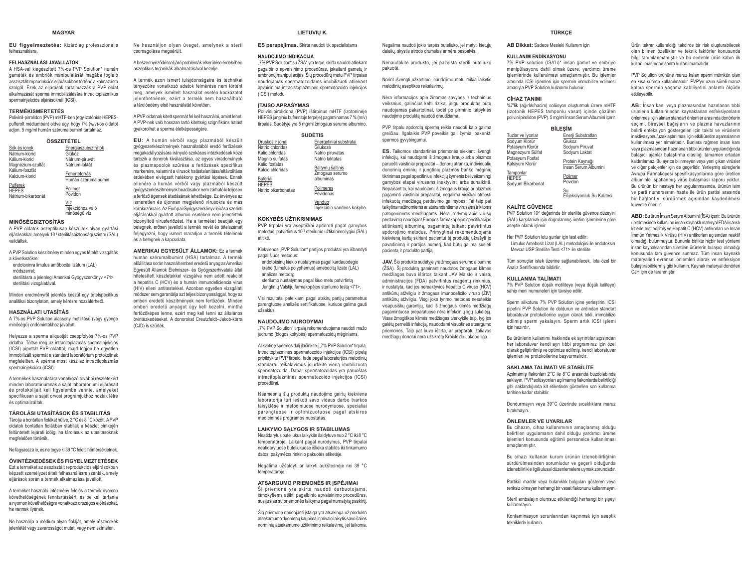# MAGYAR

**EU figyelmeztetés:** Kizárólag professzionális felhasználásra.

## FELHASZNÁLÁSI JAVALLATOK

A HSA-val kiegészített 7%-os PVP Solution* humán gaméták és embriók manipulálását magába foglaló asszisztált reprodukciós eljárásokban történő alkalmazásra szolgál. Ezek az eljárások tartalmazzák a PVP oldat alkalmazását sperma immobilizálására intracitoplazmikus spermainjekciós eljárásokban (ICSI).

## TERMÉKISMERTETÉS

Polivinil-pirrolidon (PVP) mHTF-ben (egy izotóniás HEPES-pufferolt médiumban) oldva úgy, hogy 7% (w/v)-os oldatot adjon. 5 mg/ml humán szérumalbumint tartalmaz.

### ÖSSZETÉTEL

| Sók és ionok | Energiaszubsztrátok |
|---|---|
| Nátrium-klorid | Glükóz |
| Kálium-klorid | Nátrium-piruvát |
| Magnézium-szulfát | Nátrium-laktát |
| Kálium-foszfát | |
| Kalcium-klorid | Fehérjeforrás |
| | Humán szérumalbumin |
| Pufferek | |
| HEPES | Polimer |
| Nátrium-bikarbonát | Povidon |
| | Víz |
| | Injekcióhoz való minőségű víz |

## MINŐSÉGBIZTOSÍTÁS

A PVP oldatok aszeptikusan készültek olyan gyártási eljárásokkal, amelyek $10^{-3}$ sterilitásbiztonsági szintre (SAL) validáltak.

A PVP Solution készítmény minden egyes tételét vizsgálják a következőkre:
- endotoxinra limulus amőbocita lizátum (LAL) módszerrel;
- sterilitásra a jelenlegi Amerikai Gyógyszerkönyv <71> sterilitási vizsgálatával.

Minden eredményről jelentés készül egy tételspecifikus analitikai bizonylaton, amely kérésre hozzáférhető.

## HASZNÁLATI UTASÍTÁS

A 7%-os PVP Solution alacsony motilitású (vagy gyenge minőségű) ondómintákhoz javallott.

Helyezze a sperma aliquotját cseppfolyós 7%-os PVP oldatba. Töltse meg az intracitoplazmás spermainjekciós (ICSI) pipettát PVP oldattal, majd fogjon be egyetlen immobilizált spermát a standard laboratórium protokollnak megfelelően. A sperma most kész az intracitoplazmás spermainjekcióra (ICSI).

A termékek használatára vonatkozó további részletekért minden laboratóriumnak a saját laboratóriumi eljárásait és protokolljait kell figyelembe vennie, amelyeket specifikusan a saját orvosi programjukhoz hoztak létre és optimalizáltak.

## TÁROLÁSI UTASÍTÁSOK ÉS STABILITÁS

Tárolja a bontatlan fiolákat hűtve, 2 °C és 8 °C között. A PVP oldatok bontatlan fiolákban stabilak a készlet címkéjén feltüntetett lejárati időig, ha tárolásuk az utasításoknak megfelelően történik.

Ne fagyassza le, és ne tegye ki 39 °C feletti hőmérsékletnek.

## ÓVINTÉZKEDÉSEK ÉS FIGYELMEZTETÉSEK

Ezt a terméket az asszisztált reprodukciós eljárásokban képzett személyzet általi felhasználására szánták, amely eljárások során a termék alkalmazása javallott.

A terméket használó intézmény felelős a termék nyomon követhetőségének fenntartásáért, és be kell tartania a nyomon követhetőségre vonatkozó országos előírásokat, ha vannak ilyenek.

Ne használja a médium olyan fioláját, amely részecskék jelenlétét vagy zavarosságot mutat, vagy nem színtelen.

Ne használjon olyan üveget, amelynek a steril csomagolása megsérült.

A beszennyeződéssel járó problémák elkerülése érdekében aszeptikus technikák alkalmazásával kezelje.

A termék azon ismert tulajdonságaira és technikai tényezőire vonatkozó adatok felmérése nem történt meg, amelyek ismételt használat esetén kockázatot jelenthetnének, ezért a termék nem használható a tárolóedény első használatát követően.

A PVP oldatnak kitett spermát fel kell használni, amint lehet. A PVP-nek való hosszan tartó kitettség szignifikáns hatást gyakorolhat a sperma életképességére.

**EU:** A humán vérből vagy plazmából készült gyógyszerkészítmények használatából eredő fertőzések megakadályozására irányuló szokásos intézkedések közé tartozik a donorok kiválasztása, az egyes véradományok és plazmapoolok szűrése a fertőzések specifikus markereire, valamint a vírusok hatástalanítása/eltávolítása érdekében elvégzett hatékony gyártási lépések. Ennek ellenére a humán vérből vagy plazmából készült gyógyszerkészítmények beadásakor nem zárható ki teljesen a fertőző ágensek átadásának lehetősége. Ez érvényes az ismeretlen és újonnan megjelenő vírusokra és más kórokozókra is. Az Európai Gyógyszerkönyv leírása szerinti eljárásokkal gyártott albumin esetében nem jelentettek bizonyított vírusfertőzést. Ha a terméket beadják egy betegnek, erősen javallott a termék nevét és tételszámát feljegyezni, hogy ismert maradjon a termék tételének és a betegnek a kapcsolata.

**AMERIKAI EGYESÜLT ÁLLAMOK:** Ez a termék humán szérumalbumint (HSA) tartalmaz. A termék előállítása során használt emberi eredetű anyag az Amerikai Egyesült Államok Élelmiszer- és Gyógyszerhivatala által hitelesített készletekkel vizsgálva nem adott reakciót a hepatitis C (HCV) és a humán immundeficiencia vírus (HIV) elleni antitestekkel. Azonban egyetlen vizsgálati módszer sem garantálja azt teljes bizonyossággal, hogy az emberi eredetű készítmények nem fertőzőek. Minden emberi eredetű anyagot úgy kell kezelni, mintha fertőzőképes lenne, ezért meg kell tenni az általános óvintézkedéseket. A donorokat Creutzfeldt–Jakob-kórra (CJD) is szűrték.

# LIETUVIŲ K.

**ES perspėjimas.** Skirta naudoti tik specialistams

## NAUDOJIMO INDIKACIJA

„7% PVP Solution" su ŽSA* yra terpė, skirta naudoti atliekant pagalbinio apvaisinimo procedūras, įskaitant gametų ir embrionų manipuliacijas. Šių procedūrų metu PVP tirpalas naudojamas spermatozoidams imobilizuoti atliekant apvaisinimą intracitoplazminės spermatozoido injekcijos (ICSI) metodu.

## ĮTAISO APRAŠYMAS

Polivinilpirolidoną (PVP) ištirpinus mHTF (izotoninėje HEPES junginiu buferintoje terpėje) pagaminamas 7 % (m/v) tirpalas. Sudėtyje yra 5 mg/ml žmogaus serumo albumino.

### SUDĖTIS

| Druskos ir jonai | Energetiniai substratai |
|---|---|
| Natrio chloridas | Gliukozė |
| Kalio chloridas | Natrio piruvatas |
| Magnio sulfatas | Natrio laktatas |
| Kalio fosfatas | |
| Kalcio chloridas | Baltymų šaltinis |
| | Žmogaus serumo albuminas |
| Buferiai | |
| HEPES | Polimeras |
| Natrio bikarbonatas | Povidonas |
| | Vanduo |
| | Injekcinio vandens kokybė |

## KOKYBĖS UŽTIKRINIMAS

PVP tirpalai yra aseptiškai apdoroti pagal gamybos metodus, patvirtintus $10^{-3}$ sterilumo užtikrinimo lygiui (SAL) atitikti.

Kiekvienos „PVP Solution" partijos produktai yra išbandyti pagal šiuos metodus:
- endotoksinų kiekio nustatymas pagal kardauodegio krabo (Limulus polyphemus) amebocitų lizato (LAL) analizės metodą;
- sterilumo nustatymas pagal šiuo metu patvirtintą Jungtinių Valstijų farmakopėjos sterilumo testą <71>.

Visi rezultatai pateikiami pagal atskirų partijų parametrus parengtuose analizės sertifikatuose, kuriuos galima gauti užsakius.

## NAUDOJIMO NURODYMAI

„7% PVP Solution" tirpalą rekomenduojama naudoti mažo judrumo (blogos kokybės) spermatozoidų mėginiams.

Alikvotinę spermos dalį įlašinkite į „7% PVP Solution" tirpalą. Intracitoplazminės spermatozoido injekcijos (ICSI) pipetę pripildykite PVP tirpalo, tada pagal laboratorijos metodinių standartų reikalavimus įsiurbkite vieną imobilizuotą spermatozoidą. Dabar spermatozoidas yra paruoštas intracitoplazminės spermatozoido injekcijos (ICSI) procedūrai.

Išsamesnių šių produktų naudojimo gairių kiekviena laboratorija turi ieškoti savo vidaus darbo tvarkos taisyklėse ir metodiniuose nurodymuose, specialiai parengtuose ir optimizuotuose pagal atskiros medicininės programos nuostatas.

## LAIKYMO SĄLYGOS IR STABILUMAS

Neatidarytus buteliukus laikykite šaldytuve nuo 2 °C iki 8 °C temperatūroje. Laikant pagal nurodymus, PVP tirpalai neatidarytuose buteliukuose išlieka stabilūs iki tinkamumo datos, pažymėtos rinkinio pakuotės etiketėje.

Negalima užšaldyti ar laikyti aukštesnėje nei 39 °C temperatūroje.

## ATSARGUMO PRIEMONĖS IR ĮSPĖJIMAI

Ši priemonė yra skirta naudoti darbuotojams, išmokytiems atlikti pagalbinio apvaisinimo procedūras, susijusias su priemonės taikymu pagal numatytą paskirtį.

Šią priemonę naudojanti įstaiga yra atsakinga už produkto atsekamumo duomenų kaupimą ir privalo laikytis savo šalies norminių atsekamumo užtikrinimo reikalavimų, jei taikoma.

Negalima naudoti jokio terpės buteliuko, jei matyti kietųjų dalelių, skystis atrodo drumstas ar nėra bespalvis.

Nenaudokite produkto, jei pažeista sterili buteliuko pakuotė.

Norint išvengti užkrėtimo, naudojimo metu reikia laikytis metodinių aseptikos reikalavimų.

Nėra informacijos apie žinomas savybes ir techninius veiksnius, galinčius kelti riziką, jeigu produktas būtų naudojamas pakartotinai, todėl po pirminio talpyklės naudojimo produktą naudoti draudžiama.

PVP tirpalu apdorotą spermą reikia naudoti kaip galima greičiau. Ilgalaikis PVP poveikis gali žymiai pakenkti spermos gyvybingumui.

**ES.** Taikomos standartinės priemonės siekiant išvengti infekcijų, kai naudojami iš žmogaus kraujo arba plazmos paruošti vaistiniai preparatai – donorų atranka, individualių donorinių ėminių ir jungtinių plazmos banko mėginių tikrinimas pagal specifinius infekcijų žymenis bei veiksmingi gamybos etapai virusams inaktyvinti arba sunaikinti. Nepaisant to, kai naudojami iš žmogaus kraujo ar plazmos pagaminti vaistiniai preparatai, negalima visiškai atmesti infekuotų medžiagų perdavimo galimybės. Tai taip pat taikytina nežinomiems ar atsirandantiems virusams ir kitoms patogeninėms medžiagoms. Nėra įrodymų apie virusų perdavimą naudojant Europos farmakopėjos specifikacijas atitinkantį albuminą, pagamintą taikant patvirtintus apdorojimo metodus. Primygtinai rekomenduojama kiekvieną kartą skiriant pacientui šį produktą užrašyti jo pavadinimą ir partijos numerį, kad būtų galima susieti pacientą ir produkto partiją.

**JAV.** Šio produkto sudėtyje yra žmogaus serumo albumino (ŽSA). Šį produktą gaminant naudotos žmogaus kilmės medžiagos buvo ištirtos taikant JAV Maisto ir vaistų administracijos (FDA) patvirtintus reagentų rinkinius, ir nustatyta, kad jos nereaktyvios hepatito C viruso (HCV) antikūnų atžvilgiu ir žmogaus imunodeficito viruso (ŽIV) antikūnų atžvilgiu. Visgi joks tyrimo metodas nesuteikia visapusiškų garantijų, kad iš žmogaus kilmės medžiagų pagamintuose preparatuose nėra infekcinių ligų sukėlėjų. Visas žmogiškos kilmės medžiagas tvarkykite taip, lyg jos galėtų pernešti infekciją, naudodami visuotines atsargumo priemones. Taip pat buvo ištirta, ar preparatų žaliavos medžiagų donorai nėra užsikrėtę Kroicfeldo-Jakobo liga.

# TÜRKÇE

**AB Dikkat:** Sadece Mesleki Kullanım için

## KULLANIM ENDİKASYONU

7% PVP solution (İSA'lı)* insan gamet ve embriyo manipülasyonu dahil olmak üzere, yardımcı üreme işlemlerinde kullanılması amaçlanmıştır. Bu işlemler arasında ICSI işlemleri için spermin immobilize edilmesi amacıyla PVP Solution kullanımı bulunur.

## CİHAZ TANIMI

%7'lik (ağırlık/hacim) solüsyon oluşturmak üzere mHTF (izotonik HEPES tamponlu vasat) içinde çözülen polivinilpirolidon (PVP). 5 mg/ml İnsan Serum Albumini içerir.

### BİLEŞİM

| Tuzlar ve İyonlar | Enerji Substratları |
|---|---|
| Sodyum Klorür | Glukoz |
| Potasyum Klorür | Sodyum Piruvat |
| Magnezyum Sülfat | Sodyum Laktat |
| Potasyum Fosfat | |
| Kalsiyum Klorür | Protein Kaynağı |
| | İnsan Serum Albumini |
| Tamponlar | |
| HEPES | Polimer |
| Sodyum Bikarbonat | Povidon |
| | Su |
| | Enjeksiyonluk Su Kalitesi |

## KALİTE GÜVENCE

PVP Solution $10^{-3}$ değerinde bir sterilite güvence düzeyini (SAL) karşılamak için doğrulanmış üretim işlemlerine göre aseptik olarak işlenir.

Her PVP Solution lotu şunlar için test edilir:
- Limulus Amebosit Lizat (LAL) metodolojisi ile endotoksin
- Mevcut USP Sterilite Testi <71> ile sterilite

Tüm sonuçlar istek üzerine sağlanabilecek, lota özel bir Analiz Sertifikasında bildirilir.

## KULLANMA TALİMATI

7% PVP Solution düşük motiliteye (veya düşük kaliteye) sahip meni numuneleri için tavsiye edilir.

Sperm alikotunu 7% PVP Solution içine yerleştirin. ICSI pipetini PVP Solution ile doldurun ve ardından standart laboratuvar protokollerine uygun olarak tekli, immobilize edilmiş sperm yakalayın. Sperm artık ICSI işlemi için hazırdır.

Bu ürünlerin kullanımı hakkında ek ayrıntılar açısından her laboratuvar kendi ayrı tıbbi programınız için özel olarak geliştirilmiş ve optimize edilmiş, kendi laboratuvar işlemleri ve protokollerine başvurmalıdır.

## SAKLAMA TALİMATI VE STABİLİTE

Açılmamış flakonları 2°C ile 8°C arasında buzdolabında saklayın. PVP solüsyonları açılmamış flakonlarda belirtildiği gibi saklandığında kit etiketinde gösterilen son kullanma tarihine kadar stabildir.

Dondurmayın veya 39°C üzerinde sıcaklıklara maruz bırakmayın.

## ÖNLEMLER VE UYARILAR

Bu cihazın, cihaz kullanımının amaçlanmış olduğu belirtilen uygulamanın dahil olduğu yardımcı üreme işlemleri konusunda eğitimli personelce kullanılması amaçlanmıştır.

Bu cihazı kullanan kurum ürünün izlenebilirliğinin sürdürülmesinden sorumludur ve geçerli olduğunda izlenebilirlikle ilgili ulusal düzenlemelere uymak zorundadır.

Partikül madde veya bulanıklık bulguları gösteren veya renksiz olmayan herhangi bir vasat flakonunu kullanmayın.

Steril ambalajın olumsuz etkilendiği herhangi bir şişeyi kullanmayın.

Kontaminasyon sorunlarından kaçınmak için aseptik tekniklerle kullanın.

Ürün tekrar kullanıldığı takdirde bir risk oluşturabilecek olan bilinen özellikler ve teknik faktörler konusunda bilgi tanımlanmamıştır ve bu nedenle ürün kabın ilk kullanılmasından sonra kullanılmamalıdır.

PVP Solution ürününe maruz kalan sperm mümkün olan en kısa sürede kullanılmalıdır. PVP'ye uzun süreli maruz kalma spermin yaşama kabiliyetini anlamlı ölçüde etkileyebilir.

**AB:** İnsan kanı veya plazmasından hazırlanan tıbbi ürünlerin kullanımından kaynaklanan enfeksiyonların önlenmesi için alınan standart önlemler arasında donörlerin seçimi, bireysel bağışların ve plazma havuzlarının belirli enfeksiyon göstergeleri için takibi ve virüslerin inaktivasyonu/uzaklaştırılması için etkili üretim aşamalarının kullanılması yer almaktadır. Bunlara rağmen insan kanı veya plazmasından hazırlanan tıbbi ürünler uygulandığında bulaşıcı ajanlar bulaştırma olasılığı tamamen ortadan kaldırılamaz. Bu ayrıca bilinmeyen veya yeni çıkan virüsler ve diğer patojenler için de geçerlidir. Yerleşmiş süreçlerle Avrupa Farmakopesi spesifikasyonlarına göre üretilen albuminle ispatlanmış virüs bulaşması raporu yoktur. Bu ürünün bir hastaya her uygulanmasında, ürünün isim ve parti numarasının hasta ile ürün partisi arasında bir bağlantıyı sürdürmek açısından kaydedilmesi kuvvetle önerilir.

**ABD:** Bu ürün İnsan Serum Albumini (İSA) içerir. Bu ürünün üretilmesinde kullanılan insan kaynaklı materyal FDA lisanslı kitlerle test edilmiş ve Hepatit C (HCV) antikorları ve İnsan İmmün Yetmezlik Virüsü (HIV) antikorları açısından reaktif olmadığı bulunmuştur. Bununla birlikte hiçbir test yöntemi insan kaynaklı ürünlerden türetilen ürünlerin bulaşıcı olmadığı konusunda tam güvence sunmaz. Tüm insan kaynaklı materyalleri evrensel önlemleri alarak ve enfeksiyon bulaştırabilirlermiş gibi kullanın. Kaynak materyal donörleri CJH için de taranmıştır.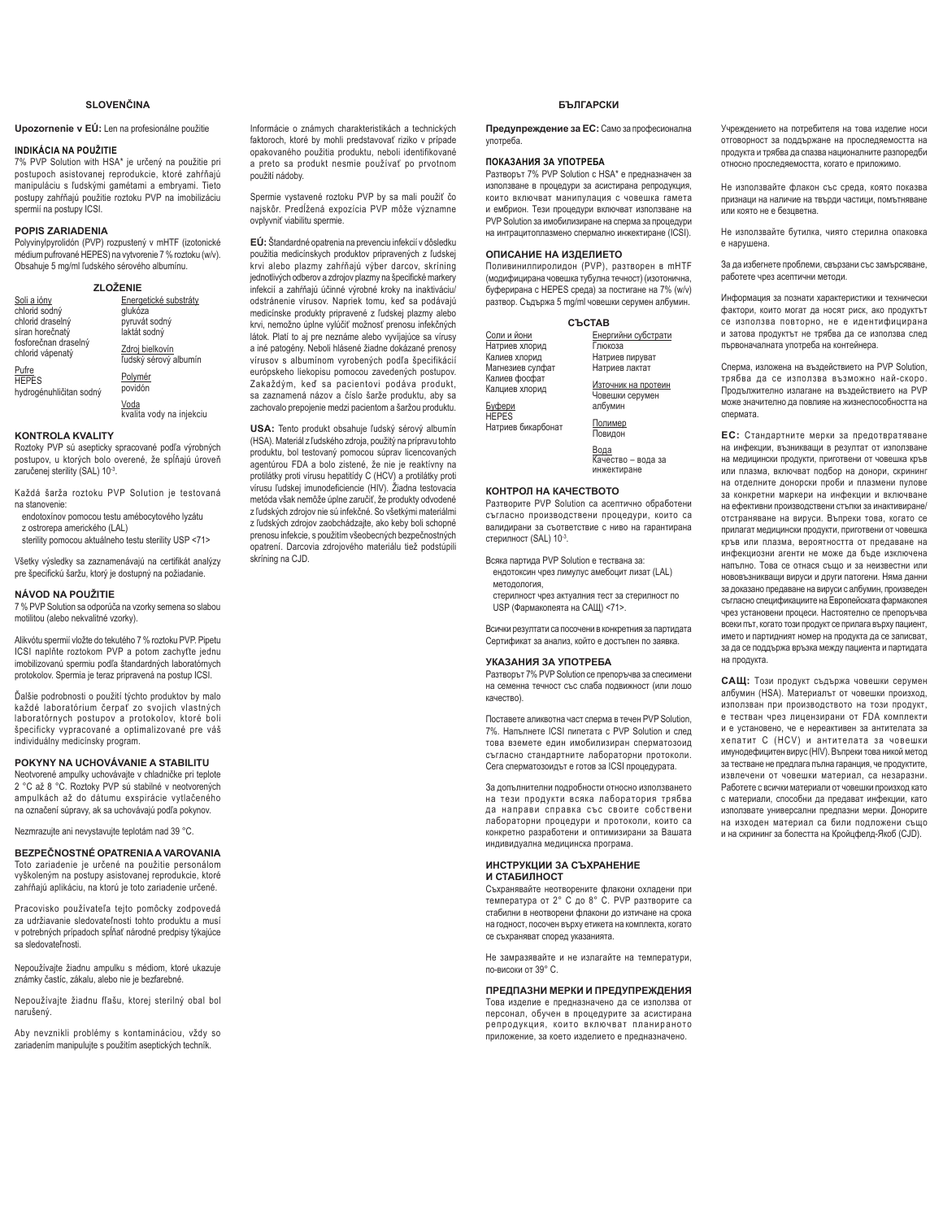## SLOVENČINA

**Upozornenie v EÚ:** Len na profesionálne použitie

### INDIKÁCIA NA POUŽITIE

7% PVP Solution with HSA* je určený na použitie pri postupoch asistovanej reprodukcie, ktoré zahŕňajú manipuláciu s ľudskými gamétami a embryami. Tieto postupy zahŕňajú použitie roztoku PVP na imobilizáciu spermií na postupy ICSI.

### POPIS ZARIADENIA

Polyvinylpyrolidón (PVP) rozpustený v mHTF (izotonické médium pufrované HEPES) na vytvorenie 7 % roztoku (w/v). Obsahuje 5 mg/ml ľudského sérového albumínu.

### ZLOŽENIE

| Soli a ióny | Energetické substráty |
|---|---|
| chlorid sodný | glukóza |
| chlorid draselný | pyruvát sodný |
| síran horečnatý | laktát sodný |
| fosforečnan draselný | **Zdroj bielkovín** |
| chlorid vápenatý | ľudský sérový albumín |
| **Pufre** | **Polymér** |
| HEPES | povidón |
| hydrogénuhličitan sodný | **Voda** |
| | kvalita vody na injekciu |

### KONTROLA KVALITY

Roztoky PVP sú asepticky spracované podľa výrobných postupov, u ktorých bolo overené, že spĺňajú úroveň zaručenej sterility (SAL) $10^{-3}$.

Každá šarža roztoku PVP Solution je testovaná na stanovenie:
- endotoxínov pomocou testu amébocytového lyzátu z ostrorepa amerického (LAL)
- sterility pomocou aktuálneho testu sterility USP <71>

Všetky výsledky sa zaznamenávajú na certifikát analýzy pre špecifickú šaržu, ktorý je dostupný na požiadanie.

### NÁVOD NA POUŽITIE

7 % PVP Solution sa odporúča na vzorky semena so slabou motilitou (alebo nekvalitné vzorky).

Alikvótu spermií vložte do tekutého 7 % roztoku PVP. Pipetu ICSI naplňte roztokom PVP a potom zachyťte jednu imobilizovanú spermiu podľa štandardných laboratórnych protokolov. Spermia je teraz pripravená na postup ICSI.

Ďalšie podrobnosti o použití týchto produktov by malo každé laboratórium čerpať zo svojich vlastných laboratórnych postupov a protokolov, ktoré boli špecificky vypracované a optimalizované pre váš individuálny medicínsky program.

### POKYNY NA UCHOVÁVANIE A STABILITU

Neotvorené ampulky uchovávajte v chladničke pri teplote 2 °C až 8 °C. Roztoky PVP sú stabilné v neotvorených ampulkách až do dátumu exspirácie vytlačeného na označení súpravy, ak sa uchovávajú podľa pokynov.

Nezmrazujte ani nevystavujte teplotám nad 39 °C.

### BEZPEČNOSTNÉ OPATRENIA A VAROVANIA

Toto zariadenie je určené na použitie personálom vyškoleným na postupy asistovanej reprodukcie, ktoré zahŕňajú aplikáciu, na ktorú je toto zariadenie určené.

Pracovisko používateľa tejto pomôcky zodpovedá za udržiavanie sledovateľnosti tohto produktu a musí v potrebných prípadoch spĺňať národné predpisy týkajúce sa sledovateľnosti.

Nepoužívajte žiadnu ampulku s médiom, ktoré ukazuje známky častíc, zákalu, alebo nie je bezfarebné.

Nepoužívajte žiadnu fľašu, ktorej sterilný obal bol narušený.

Aby nevznikli problémy s kontamináciou, vždy so zariadením manipulujte s použitím aseptických techník.

Informácie o známych charakteristikách a technických faktoroch, ktoré by mohli predstavovať riziko v prípade opakovaného použitia produktu, neboli identifikované a preto sa produkt nesmie používať po prvotnom použití nádoby.

Spermie vystavené roztoku PVP by sa mali použiť čo najskôr. Predĺžená expozícia PVP môže významne ovplyvniť viabilitu spermie.

**EÚ:** Štandardné opatrenia na prevenciu infekcií v dôsledku použitia medicínskych produktov pripravených z ľudskej krvi alebo plazmy zahŕňajú výber darcov, skríning jednotlivých odberov a zdrojov plazmy na špecifické markery infekcií a zahŕňajú účinné výrobné kroky na inaktiváciu/odstránenie vírusov. Napriek tomu, keď sa podávajú medicínske produkty pripravené z ľudskej plazmy alebo krvi, nemožno úplne vylúčiť možnosť prenosu infekčných látok. Platí to aj pre neznáme alebo vyvíjajúce sa vírusy a iné patogény. Neboli hlásené žiadne dokázané prenosy vírusov s albumínom vyrobených podľa špecifikácií európskeho liekopisu pomocou zavedených postupov. Zakaždým, keď sa pacientovi podáva produkt, sa zaznamená názov a číslo šarže produktu, aby sa zachovalo prepojenie medzi pacientom a šaržou produktu.

**USA:** Tento produkt obsahuje ľudský sérový albumín (HSA). Materiál z ľudského zdroja, použitý na prípravu tohto produktu, bol testovaný pomocou súprav licencovaných agentúrou FDA a bolo zistené, že nie je reaktívny na protilátky proti vírusu hepatitídy C (HCV) a protilátky proti vírusu ľudskej imunodeficiencie (HIV). Žiadna testovacia metóda však nemôže úplne zaručiť, že produkty odvodené z ľudských zdrojov nie sú infekčné. So všetkými materiálmi z ľudských zdrojov zaobchádzajte, ako keby boli schopné prenosu infekcie, s použitím všeobecných bezpečnostných opatrení. Darcovia zdrojového materiálu tiež podstúpili skríning na CJD.

## БЪЛГАРСКИ

**Предупреждение за ЕС:** Само за професионална употреба.

### ПОКАЗАНИЯ ЗА УПОТРЕБА

Разтворът 7% PVP Solution с HSA* е предназначен за използване в процедури за асистирана репродукция, които включват манипулация с човешка гамета и ембрион. Тези процедури включват използване на PVP Solution за имобилизиране на сперма за процедури на интрацитоплазмено спермално инжектиране (ICSI).

### ОПИСАНИЕ НА ИЗДЕЛИЕТО

Поливинилпиролидон (PVP), разтворен в mHTF (модифицирана човешка тубулна течност) (изотонична, буферирана с HEPES среда) за постигане на 7% (w/v) разтвор. Съдържа 5 mg/ml човешки серумен албумин.

### СЪСТАВ

| Соли и йони | Енергийни субстрати |
|---|---|
| Натриев хлорид | Глюкоза |
| Калиев хлорид | Натриев пируват |
| Магнезиев сулфат | Натриев лактат |
| Калиев фосфат | **Източник на протеин** |
| Калциев хлорид | Човешки серумен албумин |
| **Буфери** | **Полимер** |
| HEPES | Повидон |
| Натриев бикарбонат | **Вода** |
| | Качество – вода за инжектиране |

### КОНТРОЛ НА КАЧЕСТВОТО

Разтворите PVP Solution са асептично обработени съгласно производствени процедури, които са валидирани за съответствие с ниво на гарантирана стерилност (SAL) $10^{-3}$.

Всяка партида PVP Solution е тествана за:
- ендотоксин чрез лимулус амебоцит лизат (LAL) методология,
- стерилност чрез актуалния тест за стерилност по USP (Фармакопея на САЩ) <71>.

Всички резултати са посочени в конкретния за партидата Сертификат за анализ, който е достъпен по заявка.

### УКАЗАНИЯ ЗА УПОТРЕБА

Разтворът 7% PVP Solution се препоръчва за спесимени на семенна течност със слаба подвижност (или лошо качество).

Поставете аликвотна част сперма в течен PVP Solution, 7%. Напълнете ICSI пипетата с PVP Solution и след това вземете един имобилизиран сперматозоид съгласно стандартните лабораторни протоколи. Сега сперматозоидът е готов за ICSI процедурата.

За допълнителни подробности относно използването на тези продукти всяка лаборатория трябва да направи справка със своите собствени лабораторни процедури и протоколи, които са конкретно разработени и оптимизирани за Вашата индивидуална медицинска програма.

### ИНСТРУКЦИИ ЗА СЪХРАНЕНИЕ И СТАБИЛНОСТ

Съхранявайте неотворените флакони охладени при температура от 2° C до 8° C. PVP разтворите са стабилни в неотворени флакони до изтичане на срока на годност, посочен върху етикета на комплекта, когато се съхраняват според указанията.

Не замразявайте и не излагайте на температури, по-високи от 39° C.

### ПРЕДПАЗНИ МЕРКИ И ПРЕДУПРЕЖДЕНИЯ

Това изделие е предназначено да се използва от персонал, обучен в процедурите за асистирана репродукция, които включват планираното приложение, за което изделието е предназначено.

Учреждението на потребителя на това изделие носи отговорност за поддържане на проследяемостта на продукта и трябва да спазва националните разпоредби относно проследяемостта, когато е приложимо.

Не използвайте флакон със среда, която показва признаци на наличие на твърди частици, помътняване или която не е безцветна.

Не използвайте бутилка, чиято стерилна опаковка е нарушена.

За да избегнете проблеми, свързани със замърсяване, работете чрез асептични методи.

Информация за познати характеристики и технически фактори, които могат да носят риск, ако продуктът се използва повторно, не е идентифицирана и затова продуктът не трябва да се използва след първоначалната употреба на контейнера.

Сперма, изложена на въздействието на PVP Solution, трябва да се използва възможно най-скоро. Продължителното излагане на въздействието на PVP може значително да повлияе на жизнеспособността на спермата.

**ЕС:** Стандартните мерки за предотвратяване на инфекции, възникващи в резултат от използване на медицински продукти, приготвени от човешка кръв или плазма, включват подбор на донори, скрининг на отделните донорски проби и плазмени пулове за конкретни маркери на инфекции и включване на ефективни производствени стъпки за инактивиране/отстраняване на вируси. Въпреки това, когато се прилагат медицински продукти, приготвени от човешка кръв или плазма, вероятността от предаване на инфекциозни агенти не може да бъде изключена напълно. Това се отнася също и за неизвестни или нововъзникващи вируси и други патогени. Няма данни за доказано предаване на вируси с албумин, произведен съгласно спецификациите на Европейската фармакопея чрез установени процеси. Настоятелно се препоръчва всеки път, когато този продукт се прилага върху пациент, името и партидният номер на продукта да се записват, за да се поддържа връзка между пациента и партидата на продукта.

**САЩ:** Този продукт съдържа човешки серумен албумин (HSA). Материалът от човешки произход, използван при производството на този продукт, е тестван чрез лицензирани от FDA комплекти и е установено, че е нереактивен за антитела за хепатит C (HCV) и антитела за човешки имунодефицитен вирус (HIV). Въпреки това никой метод за тестване не предлага пълна гаранция, че продуктите, извлечени от човешки материал, са незаразни. Работете с всички материали от човешки произход като с материали, способни да предават инфекции, като използвате универсални предпазни мерки. Донорите на изходен материал са били подложени също и на скрининг за болестта на Кройцфелд-Якоб (CJD).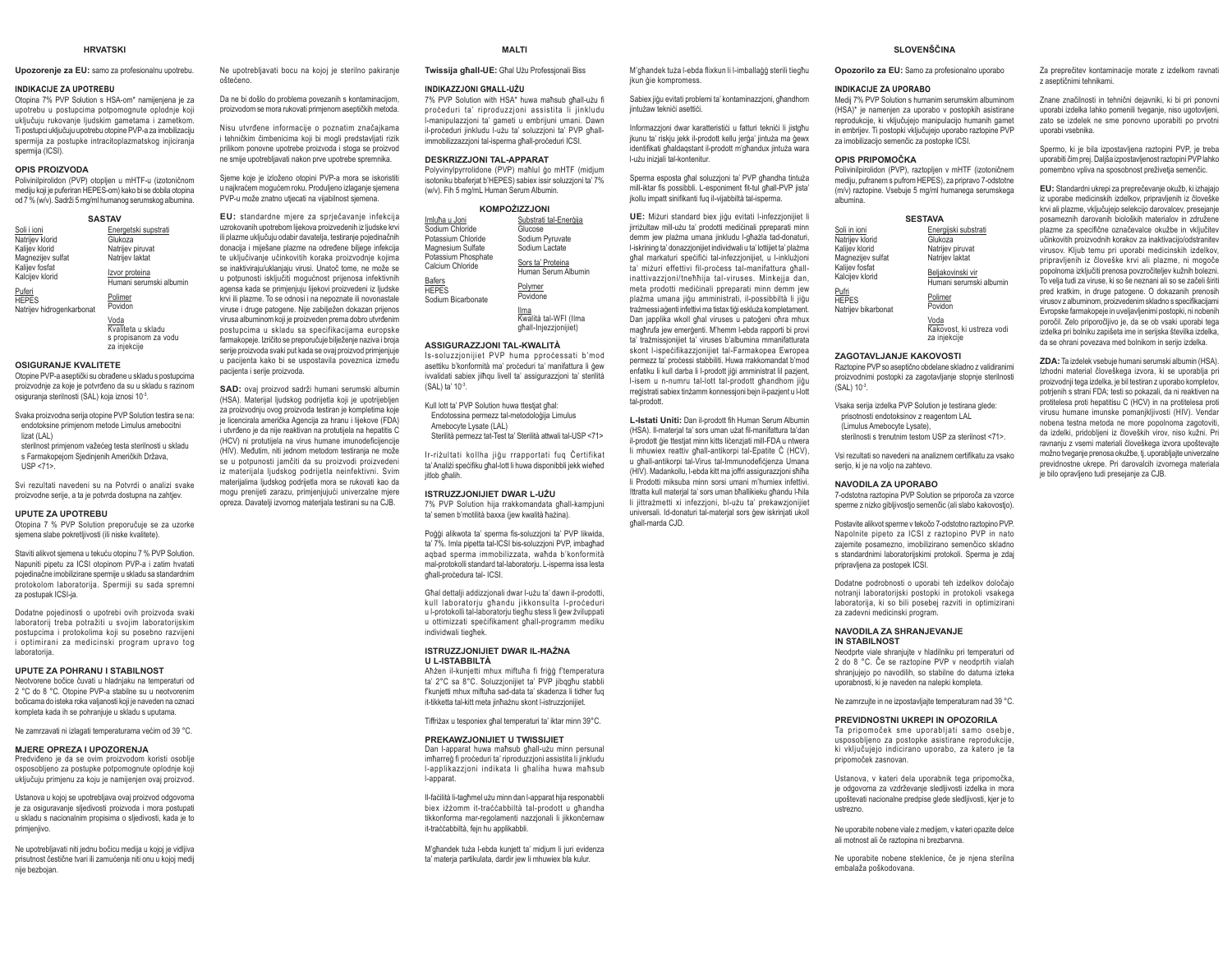# HRVATSKI

**Upozorenje za EU:** samo za profesionalnu upotrebu.

## INDIKACIJE ZA UPOTREBU

Otopina 7% PVP Solution s HSA-om* namijenjena je za upotrebu u postupcima potpomognute oplodnje koji uključuju rukovanje ljudskim gametama i zametkom. Ti postupci uključuju upotrebu otopine PVP-a za imobilizaciju spermija za postupke intracitoplazmatskog injiciranja spermija (ICSI).

## OPIS PROIZVODA

Polivinilpirolidon (PVP) otopljen u mHTF-u (izotoničnom mediju koji je puferiran HEPES-om) kako bi se dobila otopina od 7 % (w/v). Sadrži 5 mg/ml humanog serumskog albumina.

### SASTAV

| | |
|---|---|
| Soli i ioni | Energetski supstrati |
| Natrijev klorid | Glukoza |
| Kalijev klorid | Natrijev piruvat |
| Magnezijev sulfat | Natrijev laktat |
| Kalijev fosfat | Izvor proteina |
| Kalcijev klorid | Humani serumski albumin |
| Puferi | Polimer |
| HEPES | Povidon |
| Natrijev hidrogenkarbonat | Voda |
| | Kvaliteta u skladu s propisanom za vodu za injekcije |

## OSIGURANJE KVALITETE

Otopine PVP-a aseptički su obrađene u skladu s postupcima proizvodnje za koje je potvrđeno da su u skladu s razinom osiguranja sterilnosti (SAL) koja iznosi $10^{-3}$.

Svaka proizvodna serija otopine PVP Solution testira se na:
- endotoksine primjenom metode Limulus amebocitni lizat (LAL)
- sterilnost primjenom važećeg testa sterilnosti u skladu s Farmakopejom Sjedinjenih Američkih Država, USP <71>.

Svi rezultati navedeni su na Potvrdi o analizi svake proizvodne serije, a ta je potvrda dostupna na zahtjev.

## UPUTE ZA UPOTREBU

Otopina 7 % PVP Solution preporučuje se za uzorke sjemena slabe pokretljivosti (ili niske kvalitete).

Staviti alikvot sjemena u tekuću otopinu 7 % PVP Solution. Napuniti pipetu za ICSI otopinom PVP-a i zatim hvatati pojedinačne imobilizirane spermije u skladu sa standardnim protokolom laboratorija. Spermiji su sada spremni za postupak ICSI-ja.

Dodatne pojedinosti o upotrebi ovih proizvoda svaki laboratorij treba potražiti u svojim laboratorijskim postupcima i protokolima koji su posebno razvijeni i optimizirani za medicinski program upravo tog laboratorija.

## UPUTE ZA POHRANU I STABILNOST

Neotvorene bočice čuvati u hladnjaku na temperaturi od 2 °C do 8 °C. Otopine PVP-a stabilne su u neotvorenim bočicama do isteka roka valjanosti koji je naveden na oznaci kompleta kada ih se pohranjuje u skladu s uputama.

Ne zamrzavati ni izlagati temperaturama većim od 39 °C.

## MJERE OPREZA I UPOZORENJA

Predviđeno je da se ovim proizvodom koristi osoblje osposobljeno za postupke potpomognute oplodnje koji uključuju primjenu za koju je namijenjen ovaj proizvod.

Ustanova u kojoj se upotrebljava ovaj proizvod odgovorna je za osiguravanje sljedivosti proizvoda i mora postupati u skladu s nacionalnim propisima o sljedivosti, kada je to primjenjivo.

Ne upotrebljavati niti jednu bočicu medija u kojoj je vidljiva prisutnost čestične tvari ili zamućenja niti onu u kojoj medij nije bezbojan.

Ne upotrebljavati bocu na kojoj je sterilno pakiranje oštećeno.

Da ne bi došlo do problema povezanih s kontaminacijom, proizvodom se mora rukovati primjenom aseptičkih metoda.

Nisu utvrđene informacije o poznatim značajkama i tehničkim čimbenicima koji bi mogli predstavljati rizik prilikom ponovne upotrebe proizvoda i stoga se proizvod ne smije upotrebljavati nakon prve upotrebe spremnika.

Sjeme koje je izloženo otopini PVP-a mora se iskoristiti u najkraćem mogućem roku. Produljeno izlaganje sjemena PVP-u može znatno utjecati na vijabilnost sjemena.

**EU:** standardne mjere za sprječavanje infekcija uzrokovanih upotrebom lijekova proizvedenih iz ljudske krvi ili plazme uključuju odabir davatelja, testiranje pojedinačnih donacija i miješane plazme na određene biljege infekcija te uključivanje učinkovitih koraka proizvodnje kojima se inaktiviraju/uklanjaju virusi. Unatoč tome, ne može se u potpunosti isključiti mogućnost prijenosa infektivnih agensa kada se primjenjuju lijekovi proizvedeni iz ljudske krvi ili plazme. To se odnosi i na nepoznate ili novonastale viruse i druge patogene. Nije zabilježen dokazan prijenos virusa albuminom koji je proizveden prema dobro utvrđenim postupcima u skladu sa specifikacijama europske farmakopeje. Izričito se preporučuje bilježenje naziva i broja serije proizvoda svaki put kada se ovaj proizvod primjenjuje u pacijenta kako bi se uspostavila poveznica između pacijenta i serije proizvoda.

**SAD:** ovaj proizvod sadrži humani serumski albumin (HSA). Materijal ljudskog podrijetla koji je upotrijebljen za proizvodnju ovog proizvoda testiran je kompletima koje je licencirala američka Agencija za hranu i lijekove (FDA) i utvrđeno je da nije reaktivan na protutijela na hepatitis C (HCV) ni protutijela na virus humane imunodeficijencije (HIV). Međutim, niti jednom metodom testiranja ne može se u potpunosti jamčiti da su proizvodi proizvedeni iz materijala ljudskog podrijetla neinfektivni. Svim materijalima ljudskog podrijetla mora se rukovati kao da mogu prenijeti zarazu, primjenjujući univerzalne mjere opreza. Davatelji izvornog materijala testirani su na CJB.

# MALTI

**Twissija għall-UE:** Għal Użu Professjonali Biss

## INDIKAZZJONI GĦALL-UŻU

7% PVP Solution with HSA* huwa maħsub għall-użu fi proċeduri ta' riproduzzjoni assistita li jinkludu l-manipulazzjoni ta' gameti u embrijuni umani. Dawn il-proċeduri jinkludu l-użu ta' soluzzjoni ta' PVP għall-immobilizzazzjoni tal-isperma għall-proċeduri ICSI.

## DESKRIZZJONI TAL-APPARAT

Polyvinylpyrrolidone (PVP) maħlul ġo mHTF (midjum isotoniku bbafferjat b'HEPES) sabiex issir soluzzjoni ta' 7% (w/v). Fih 5 mg/mL Human Serum Albumin.

### KOMPOŻIZZJONI

| | |
|---|---|
| Imluħa u Joni | Substrati tal-Enerġija |
| Sodium Chloride | Glucose |
| Potassium Chloride | Sodium Pyruvate |
| Magnesium Sulfate | Sodium Lactate |
| Potassium Phosphate | Sors ta' Proteina |
| Calcium Chloride | Human Serum Albumin |
| Bafers | Polymer |
| HEPES | Povidone |
| Sodium Bicarbonate | Ilma |
| | Kwalità tal-WFI (Ilma għall-Injezzjonijiet) |

## ASSIGURAZZJONI TAL-KWALITÀ

Is-soluzzjonijiet PVP huma pproċessati b'mod asettiku b'konformità ma' proċeduri ta' manifattura li ġew ivvalidati sabiex jilħqu livell ta' assigurazzjoni ta' sterilità (SAL) ta' $10^{-3}$.

Kull lott ta' PVP Solution huwa ttestjat għal:
- Endotossina permezz tal-metodoloġija Limulus Amebocyte Lysate (LAL)
- Sterilità permezz tat-Test ta' Sterilità attwali tal-USP <71>

Ir-riżultati kollha jiġu rrapportati fuq Ċertifikat ta' Analiżi speċifiku għal-lott li huwa disponibbli jekk wieħed jitlob għalih.

## ISTRUZZJONIJIET DWAR L-UŻU

7% PVP Solution hija rrakkomandata għall-kampjuni ta' semen b'motilità baxxa (jew kwalità ħażina).

Poġġi alikwota ta' sperma fis-soluzzjoni ta' PVP likwida, ta' 7%. Imla pipetta tal-ICSI bis-soluzzjoni PVP, imbagħad aqbad sperma immobilizzata, waħda b'konformità mal-protokolli standard tal-laboratorju. L-isperma issa lesta għall-proċedura tal- ICSI.

Għal dettalji addizzjonali dwar l-użu ta' dawn il-prodotti, kull laboratorju għandu jikkonsulta l-proċeduri u l-protokolli tal-laboratorju tiegħu stess li ġew żviluppati u ottimizzati speċifikament għall-programm mediku individwali tiegħek.

## ISTRUZZJONIJIET DWAR IL-ĦAŻNA U L-ISTABILTÀ

Aħżen il-kunjetti mhux miftuħa fi friġġ f'temperatura ta' 2°C sa 8°C. Soluzzjonijiet ta' PVP jibqgħu stabbli f'kunjetti mhux miftuħa sad-data ta' skadenza li tidher fuq it-tikketta tal-kitt meta jinħażnu skont l-istruzzjonijiet.

Tiffriżax u tesponiex għal temperaturi ta' iktar minn 39°C.

## PREKAWZJONIJIET U TWISSIJIET

Dan l-apparat huwa maħsub għall-użu minn persunal imħarreġ fi proċeduri ta' riproduzzjoni assistita li jinkludu l-applikazzjoni indikata li għaliha huwa maħsub l-apparat.

Il-faċilità li-tagħmel użu minn dan l-apparat hija responsabbli biex iżżomm it-traċċabbiltà tal-prodott u għandha tikkonforma mar-regolamenti nazzjonali li jikkonċernaw it-traċċabbiltà, fejn hu applikabbli.

M'għandek tuża l-ebda kunjett ta' midjum li juri evidenza ta' materja partikulata, dardir jew li mhuwiex bla kulur.

M'għandek tuża l-ebda flixkun li l-imballaġġ sterili tiegħu jkun ġie kompromess.

Sabiex jiġu evitati problemi ta' kontaminazzjoni, għandhom jintużaw tekniċi asettiċi.

Informazzjoni dwar karatteristiċi u fatturi tekniċi li jistgħu jkunu ta' riskju jekk il-prodott kellu jerġa' jintuża ma ġewx identifikati għaldaqstant il-prodott m'għandux jintuża wara l-użu inizjali tal-kontenitur.

Sperma esposta għal soluzzjoni ta' PVP għandha tintuża mill-iktar fis possibbli. L-esponiment fit-tul għall-PVP jista' jkollu impatt sinifikanti fuq il-vijabbiltà tal-isperma.

**UE:** Miżuri standard biex jiġu evitati l-infezzjonijiet li jirriżultaw mill-użu ta' prodotti mediċinali ppreparati minn demm jew plażma umana jinkludu l-għażla tad-donaturi, l-iskrining ta' donazzjonijiet individwali u ta' lottijiet ta' plażma għal markaturi speċifiċi tal-infezzjonijiet, u l-inklużjoni ta' miżuri effettivi fil-proċess tal-manifattura għall-inattivazzjoni/tneħħija tal-viruses. Minkejja dan, meta prodotti mediċinali ppreparati minn demm jew plażma umana jiġu amministrati, il-possibbiltà li jiġu trażmessi aġenti infettivi ma tistax tiġi eskluża kompletament. Dan japplika wkoll għal viruses u patoġeni oħra mhux magħrufa jew emerġenti. M'hemm l-ebda rapporti bi provi ta' trażmissjonijiet ta' viruses b'albumina mmanifatturata skont l-ispeċifikazzjonijiet tal-Farmakopea Ewropea permezz ta' proċessi stabbiliti. Huwa rrakkomandat b'mod enfatiku li kull darba li l-prodott jiġi amministrat lil pazjent, l-isem u n-numru tal-lott tal-prodott għandhom jiġu rreġistrati sabiex tinżamm konnessjoni bejn il-pazjent u l-lott tal-prodott.

**L-Istati Uniti:** Dan il-prodott fih Human Serum Albumin (HSA). Il-materjal ta' sors uman użat fil-manifattura ta'dan il-prodott ġie ttestjat minn kitts liċenzjati mill-FDA u nstera li mhuwiex reattiv għall-antikorpi tal-Epatite Ċ (HCV), u għall-antikorpi tal-Virus tal-Immunodefiċjenza Umana (HIV). Madankollu, l-ebda kitt ma joffri assigurazzjoni sħiħa li Prodotti miksuba minn sorsi umani m'humiex infettivi. Ittratta kull materjal ta' sors uman bħallikieku għandu l-ħila li jittrażmetti xi infezzjoni, bl-użu ta' prekawzjonijiet universali. Id-donaturi tal-materjal sors ġew iskrinjati ukoll għall-marda CJD.

# SLOVENŠČINA

**Opozorilo za EU:** Samo za profesionalno uporabo

## INDIKACIJE ZA UPORABO

Medij 7% PVP Solution s humanim serumskim albuminom (HSA)* je namenjen za uporabo v postopkih asistirane reprodukcije, ki vključujejo ravnanje s humanimi gamet in embrijev. Ti postopki vključujejo uporabo raztopine PVP za imobilizacijo semenčic za postopke ICSI.

## OPIS PRIPOMOČKA

Polivinilpirolidon (PVP), raztopljen v mHTF (izotoničnem mediju, pufranem s pufrom HEPES), za pripravo 7-odstotne (m/v) raztopine. Vsebuje 5 mg/ml humanega serumskega albumina.

### SESTAVA

| | |
|---|---|
| Soli in ioni | Energijski substrati |
| Natrijev klorid | Glukoza |
| Kalijev klorid | Natrijev piruvat |
| Magnezijev sulfat | Natrijev laktat |
| Kalijev fosfat | Beljakovinski vir |
| Kalcijev klorid | Humani serumski albumin |
| Pufri | Polimer |
| HEPES | Povidon |
| Natrijev bikarbonat | Voda |
| | Kakovost, ki ustreza vodi za injekcije |

## ZAGOTAVLJANJE KAKOVOSTI

Raztopine PVP so aseptično obdelane skladno z validiranimi proizvodnimi postopki za zagotavljanje stopnje sterilnosti (SAL) $10^{-3}$.

Vsaka serija izdelka PVP Solution je testirana glede:
- prisotnosti endotoksinov z reagentom LAL (Limulus Amebocyte Lysate),
- sterilnosti s trenutnim testom USP za sterilnost <71>.

Vsi rezultati so navedeni na analiznem certifikatu za vsako serijo, ki je na voljo na zahtevo.

## NAVODILA ZA UPORABO

7-odstotna raztopina PVP Solution se priporoča za vzorce sperme z nizko gibljivostjo semenčic (ali slabo kakovostjo).

Postavite alikvot sperme v tekočo 7-odstotno raztopino PVP. Napolnite pipeto za ICSI z raztopino PVP in nato zajemite posamezno, imobilizirano semenčico skladno s standardnimi laboratorijskimi protokoli. Sperma je zdaj pripravljena za postopek ICSI.

Dodatne podrobnosti o uporabi teh izdelkov določajo notranji laboratorijski postopki in protokoli vsakega laboratorija, ki so bili posebej razviti in optimizirani za zadevni medicinski program.

## NAVODILA ZA SHRANJEVANJE IN STABILNOST

Neodprte viale shranjujte v hladilniku pri temperaturi od 2 do 8 °C. Če se raztopine PVP v neodprtih vialah shranjujejo po navodilih, so stabilne do datuma izteka uporabnosti, ki je naveden na nalepki kompleta.

Ne zamrzujte in ne izpostavljajte temperaturam nad 39 °C.

## PREVIDNOSTNI UKREPI IN OPOZORILA

Ta pripomoček sme uporabljati samo osebje, usposobljeno za postopke asistirane reprodukcije, ki vključujejo indicirano uporabo, za katero je ta pripomoček zasnovan.

Ustanova, v kateri dela uporabnik tega pripomočka, je odgovorna za vzdrževanje sledljivosti izdelka in mora upoštevati nacionalne predpise glede sledljivosti, kjer je to ustrezno.

Ne uporabite nobene viale z medijem, v kateri opazite delce ali motnost ali če raztopina ni brezbarvna.

Ne uporabite nobene steklenice, če je njena sterilna embalaža poškodovana.

Za preprečitev kontaminacije morate z izdelkom ravnati z aseptičnimi tehnikami.

Znane značilnosti in tehnični dejavniki, ki bi pri ponovni uporabi izdelka lahko pomenili tveganje, niso ugotovljeni, zato se izdelek ne sme ponovno uporabiti po prvotni uporabi vsebnika.

Spermo, ki je bila izpostavljena raztopini PVP, je treba uporabiti čim prej. Daljša izpostavljenost raztopini PVP lahko pomembno vpliva na sposobnost preživetja semenčic.

**EU:** Standardni ukrepi za preprečevanje okužb, ki izhajajo iz uporabe medicinskih izdelkov, pripravljenih iz človeške krvi ali plazme, vključujejo selekcijo darovalcev, presejanje posameznih darovanih bioloških materialov in združene plazme za specifične označevalce okužbe in vključitev učinkovitih proizvodnih korakov za inaktivacijo/odstranitev virusov. Kljub temu pri uporabi medicinskih izdelkov, pripravljenih iz človeške krvi ali plazme, ni mogoče popolnoma izključiti prenosa povzročiteljev kužnih bolezni. To velja tudi za viruse, ki so še neznani ali so se začeli širiti pred kratkim, in druge patogene. O dokazanih prenosih virusov z albuminom, proizvedenim skladno s specifikacijami Evropske farmakopeje in uveljavljenimi postopki, ni nobenih poročil. Zelo priporočljivo je, da se ob vsaki uporabi tega izdelka pri bolniku zapišeta ime in serijska številka izdelka, da se ohrani povezava med bolnikom in serijo izdelka.

**ZDA:** Ta izdelek vsebuje humani serumski albumin (HSA). Izhodni material človeškega izvora, ki se uporablja pri proizvodnji tega izdelka, je bil testiran z uporabo kompletov, potrjenih s strani FDA; testi so pokazali, da ni reaktiven na protitelesa proti virusu hepatitisa C (HCV) in na protitelesa proti virusu humane imunske pomanjkljivosti (HIV). Vendar nobena testna metoda ne more popolnoma zagotoviti, da izdelki, pridobljeni iz človeških virov, niso kužni. Pri ravnanju z vsemi materiali človeškega izvora upoštevajte možno tveganje prenosa okužbe, tj. uporabljajte univerzalne previdnostne ukrepe. Pri darovalcih izvornega materiala je bilo opravljeno tudi presejanje za CJB.